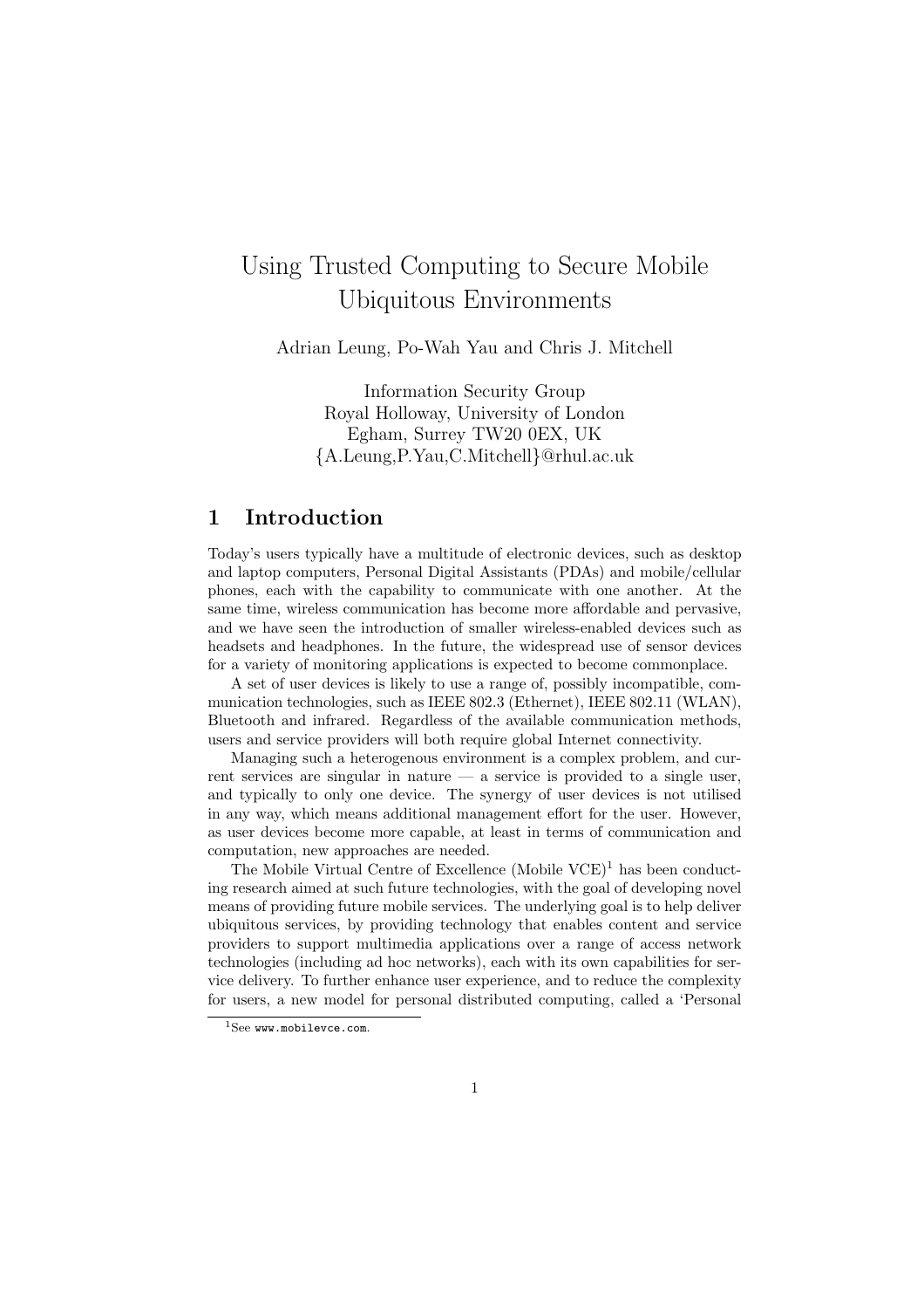# Using Trusted Computing to Secure Mobile Ubiquitous Environments

Adrian Leung, Po-Wah Yau and Chris J. Mitchell

Information Security Group
Royal Holloway, University of London
Egham, Surrey TW20 0EX, UK
{A.Leung,P.Yau,C.Mitchell}@rhul.ac.uk

## 1 Introduction

Today's users typically have a multitude of electronic devices, such as desktop and laptop computers, Personal Digital Assistants (PDAs) and mobile/cellular phones, each with the capability to communicate with one another. At the same time, wireless communication has become more affordable and pervasive, and we have seen the introduction of smaller wireless-enabled devices such as headsets and headphones. In the future, the widespread use of sensor devices for a variety of monitoring applications is expected to become commonplace.

A set of user devices is likely to use a range of, possibly incompatible, communication technologies, such as IEEE 802.3 (Ethernet), IEEE 802.11 (WLAN), Bluetooth and infrared. Regardless of the available communication methods, users and service providers will both require global Internet connectivity.

Managing such a heterogenous environment is a complex problem, and current services are singular in nature — a service is provided to a single user, and typically to only one device. The synergy of user devices is not utilised in any way, which means additional management effort for the user. However, as user devices become more capable, at least in terms of communication and computation, new approaches are needed.

The Mobile Virtual Centre of Excellence (Mobile VCE)[1] has been conducting research aimed at such future technologies, with the goal of developing novel means of providing future mobile services. The underlying goal is to help deliver ubiquitous services, by providing technology that enables content and service providers to support multimedia applications over a range of access network technologies (including ad hoc networks), each with its own capabilities for service delivery. To further enhance user experience, and to reduce the complexity for users, a new model for personal distributed computing, called a 'Personal

[1] See www.mobilevce.com.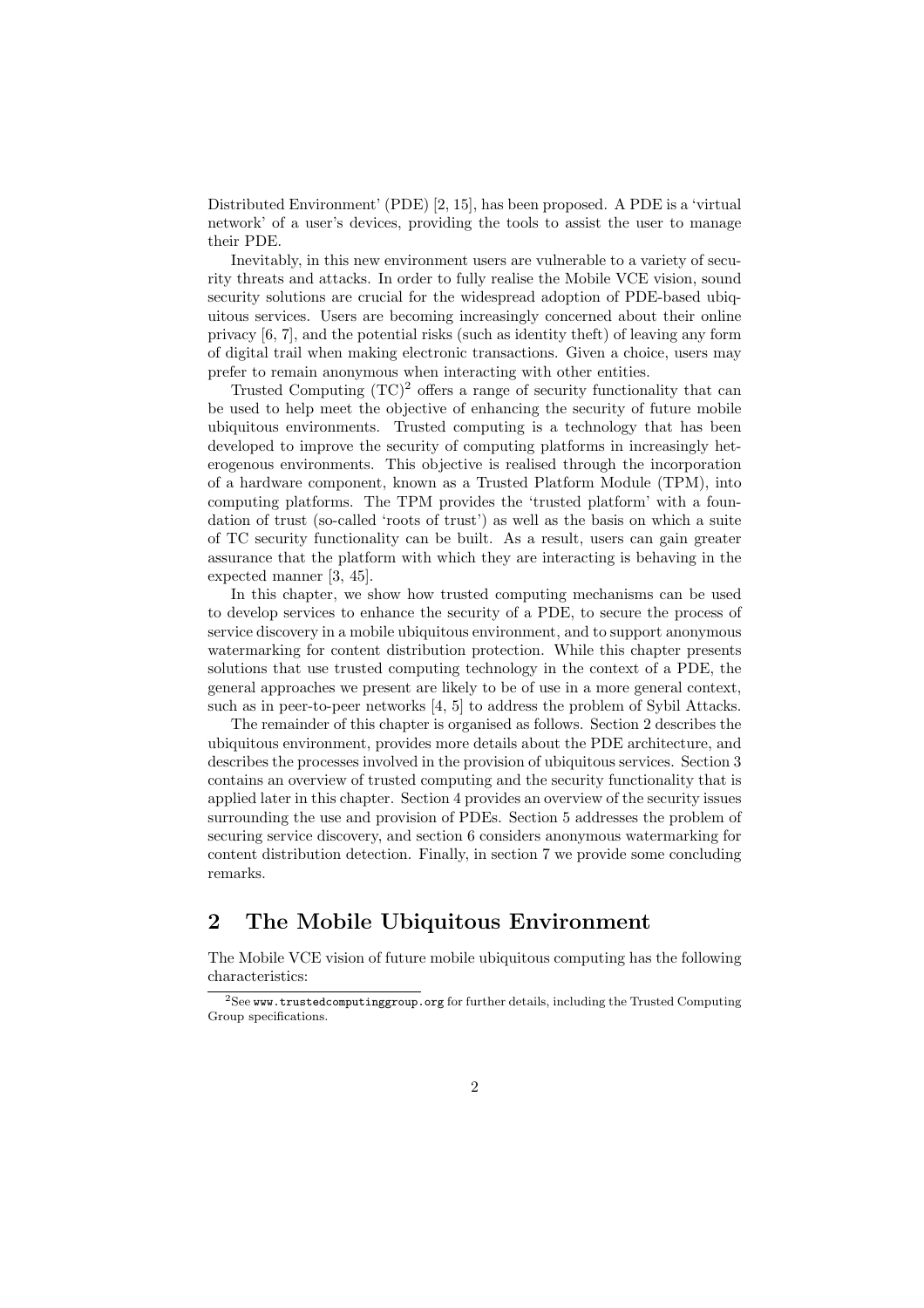Distributed Environment' (PDE) [2, 15], has been proposed. A PDE is a 'virtual network' of a user's devices, providing the tools to assist the user to manage their PDE.

Inevitably, in this new environment users are vulnerable to a variety of security threats and attacks. In order to fully realise the Mobile VCE vision, sound security solutions are crucial for the widespread adoption of PDE-based ubiquitous services. Users are becoming increasingly concerned about their online privacy [6, 7], and the potential risks (such as identity theft) of leaving any form of digital trail when making electronic transactions. Given a choice, users may prefer to remain anonymous when interacting with other entities.

Trusted Computing (TC)[2] offers a range of security functionality that can be used to help meet the objective of enhancing the security of future mobile ubiquitous environments. Trusted computing is a technology that has been developed to improve the security of computing platforms in increasingly heterogenous environments. This objective is realised through the incorporation of a hardware component, known as a Trusted Platform Module (TPM), into computing platforms. The TPM provides the 'trusted platform' with a foundation of trust (so-called 'roots of trust') as well as the basis on which a suite of TC security functionality can be built. As a result, users can gain greater assurance that the platform with which they are interacting is behaving in the expected manner [3, 45].

In this chapter, we show how trusted computing mechanisms can be used to develop services to enhance the security of a PDE, to secure the process of service discovery in a mobile ubiquitous environment, and to support anonymous watermarking for content distribution protection. While this chapter presents solutions that use trusted computing technology in the context of a PDE, the general approaches we present are likely to be of use in a more general context, such as in peer-to-peer networks [4, 5] to address the problem of Sybil Attacks.

The remainder of this chapter is organised as follows. Section 2 describes the ubiquitous environment, provides more details about the PDE architecture, and describes the processes involved in the provision of ubiquitous services. Section 3 contains an overview of trusted computing and the security functionality that is applied later in this chapter. Section 4 provides an overview of the security issues surrounding the use and provision of PDEs. Section 5 addresses the problem of securing service discovery, and section 6 considers anonymous watermarking for content distribution detection. Finally, in section 7 we provide some concluding remarks.

## 2 The Mobile Ubiquitous Environment

The Mobile VCE vision of future mobile ubiquitous computing has the following characteristics:

[2] See www.trustedcomputinggroup.org for further details, including the Trusted Computing Group specifications.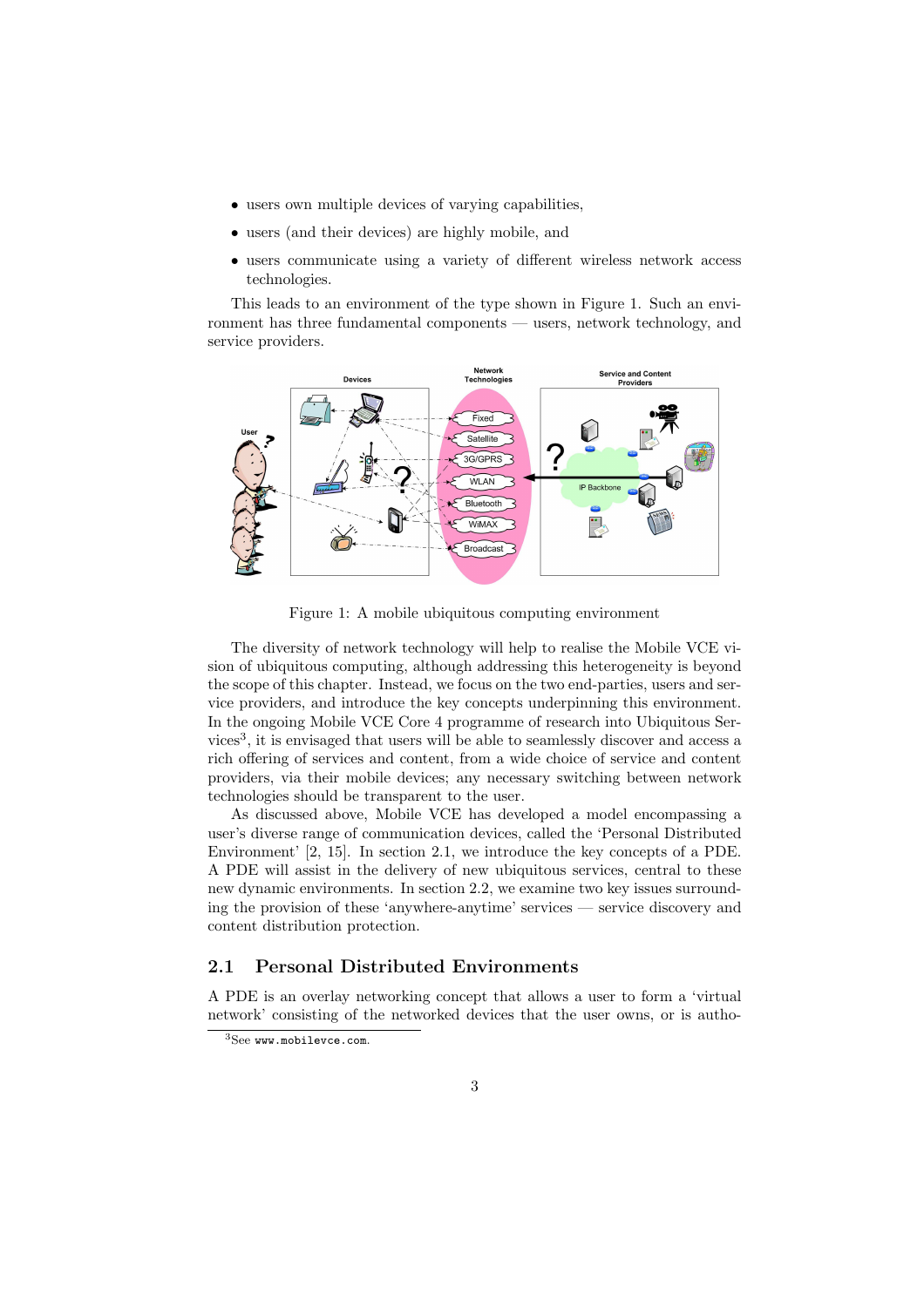- users own multiple devices of varying capabilities,
- users (and their devices) are highly mobile, and
- users communicate using a variety of different wireless network access technologies.

This leads to an environment of the type shown in Figure 1. Such an environment has three fundamental components — users, network technology, and service providers.

Figure 1: A mobile ubiquitous computing environment

The diversity of network technology will help to realise the Mobile VCE vision of ubiquitous computing, although addressing this heterogeneity is beyond the scope of this chapter. Instead, we focus on the two end-parties, users and service providers, and introduce the key concepts underpinning this environment. In the ongoing Mobile VCE Core 4 programme of research into Ubiquitous Services[3], it is envisaged that users will be able to seamlessly discover and access a rich offering of services and content, from a wide choice of service and content providers, via their mobile devices; any necessary switching between network technologies should be transparent to the user.

As discussed above, Mobile VCE has developed a model encompassing a user's diverse range of communication devices, called the 'Personal Distributed Environment' [2, 15]. In section 2.1, we introduce the key concepts of a PDE. A PDE will assist in the delivery of new ubiquitous services, central to these new dynamic environments. In section 2.2, we examine two key issues surrounding the provision of these 'anywhere-anytime' services — service discovery and content distribution protection.

## 2.1 Personal Distributed Environments

A PDE is an overlay networking concept that allows a user to form a 'virtual network' consisting of the networked devices that the user owns, or is autho-

[3] See www.mobilevce.com.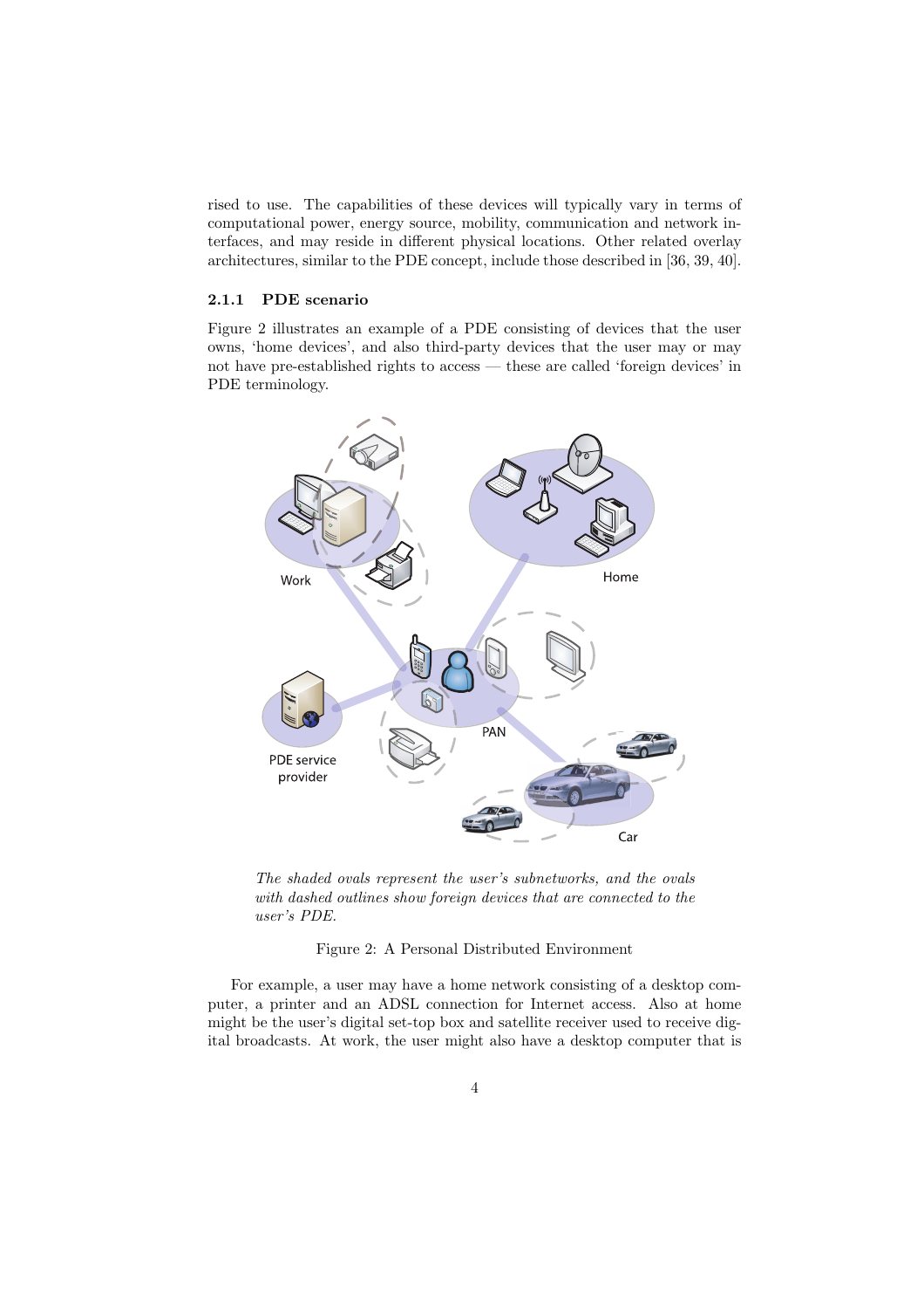rised to use. The capabilities of these devices will typically vary in terms of computational power, energy source, mobility, communication and network interfaces, and may reside in different physical locations. Other related overlay architectures, similar to the PDE concept, include those described in [36, 39, 40].

### 2.1.1 PDE scenario

Figure 2 illustrates an example of a PDE consisting of devices that the user owns, 'home devices', and also third-party devices that the user may or may not have pre-established rights to access — these are called 'foreign devices' in PDE terminology.

*The shaded ovals represent the user's subnetworks, and the ovals with dashed outlines show foreign devices that are connected to the user's PDE.*

Figure 2: A Personal Distributed Environment

For example, a user may have a home network consisting of a desktop computer, a printer and an ADSL connection for Internet access. Also at home might be the user's digital set-top box and satellite receiver used to receive digital broadcasts. At work, the user might also have a desktop computer that is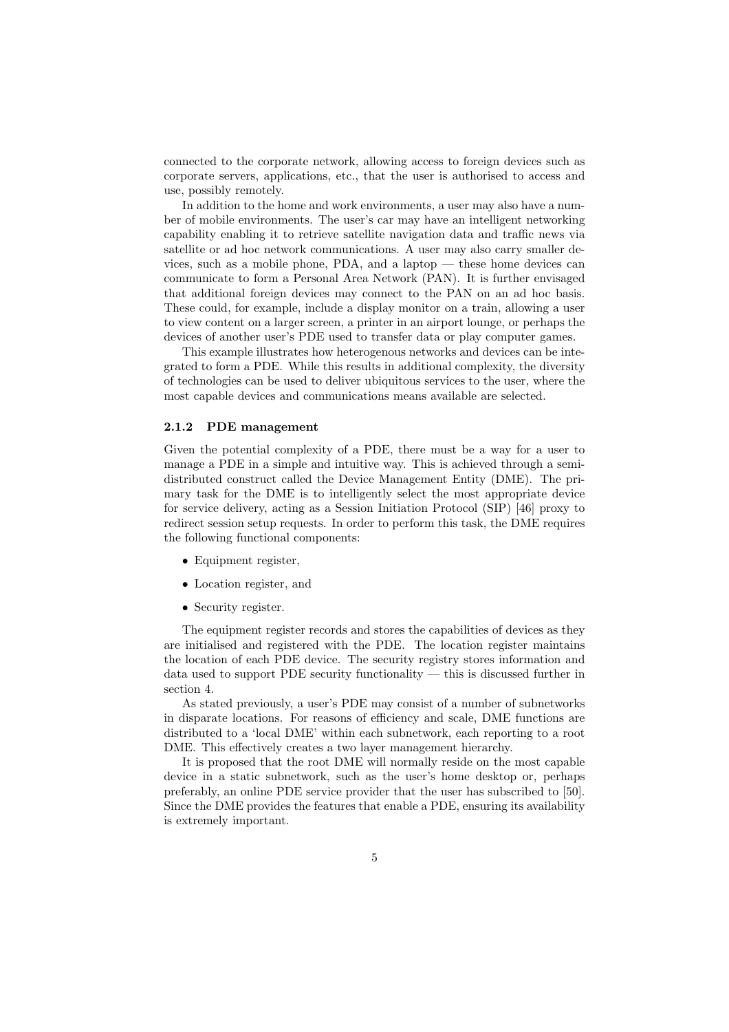connected to the corporate network, allowing access to foreign devices such as corporate servers, applications, etc., that the user is authorised to access and use, possibly remotely.

In addition to the home and work environments, a user may also have a number of mobile environments. The user's car may have an intelligent networking capability enabling it to retrieve satellite navigation data and traffic news via satellite or ad hoc network communications. A user may also carry smaller devices, such as a mobile phone, PDA, and a laptop — these home devices can communicate to form a Personal Area Network (PAN). It is further envisaged that additional foreign devices may connect to the PAN on an ad hoc basis. These could, for example, include a display monitor on a train, allowing a user to view content on a larger screen, a printer in an airport lounge, or perhaps the devices of another user's PDE used to transfer data or play computer games.

This example illustrates how heterogenous networks and devices can be integrated to form a PDE. While this results in additional complexity, the diversity of technologies can be used to deliver ubiquitous services to the user, where the most capable devices and communications means available are selected.

### 2.1.2 PDE management

Given the potential complexity of a PDE, there must be a way for a user to manage a PDE in a simple and intuitive way. This is achieved through a semi-distributed construct called the Device Management Entity (DME). The primary task for the DME is to intelligently select the most appropriate device for service delivery, acting as a Session Initiation Protocol (SIP) [46] proxy to redirect session setup requests. In order to perform this task, the DME requires the following functional components:

- Equipment register,
- Location register, and
- Security register.

The equipment register records and stores the capabilities of devices as they are initialised and registered with the PDE. The location register maintains the location of each PDE device. The security registry stores information and data used to support PDE security functionality — this is discussed further in section 4.

As stated previously, a user's PDE may consist of a number of subnetworks in disparate locations. For reasons of efficiency and scale, DME functions are distributed to a 'local DME' within each subnetwork, each reporting to a root DME. This effectively creates a two layer management hierarchy.

It is proposed that the root DME will normally reside on the most capable device in a static subnetwork, such as the user's home desktop or, perhaps preferably, an online PDE service provider that the user has subscribed to [50]. Since the DME provides the features that enable a PDE, ensuring its availability is extremely important.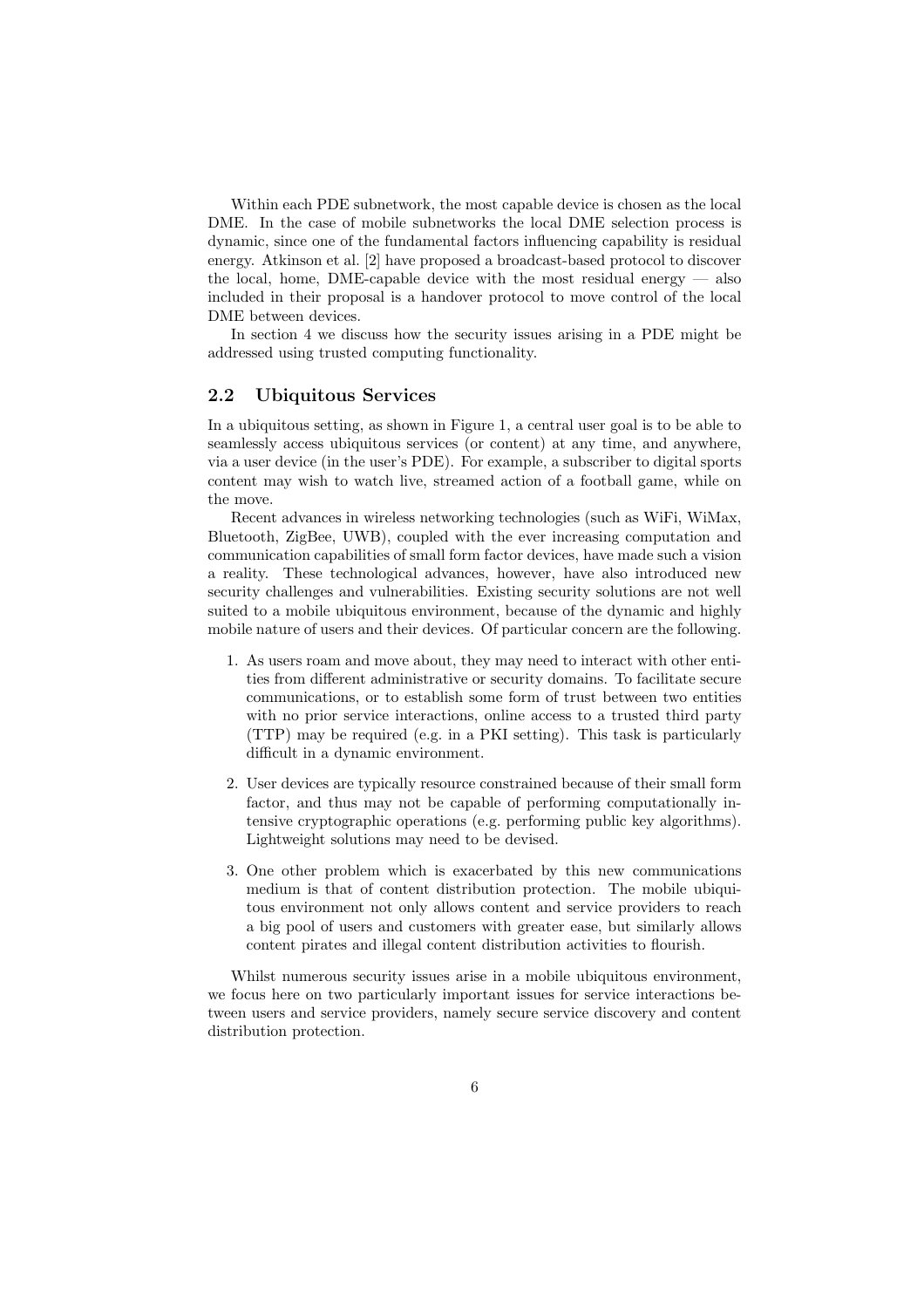Within each PDE subnetwork, the most capable device is chosen as the local DME. In the case of mobile subnetworks the local DME selection process is dynamic, since one of the fundamental factors influencing capability is residual energy. Atkinson et al. [2] have proposed a broadcast-based protocol to discover the local, home, DME-capable device with the most residual energy — also included in their proposal is a handover protocol to move control of the local DME between devices.

In section 4 we discuss how the security issues arising in a PDE might be addressed using trusted computing functionality.

## 2.2 Ubiquitous Services

In a ubiquitous setting, as shown in Figure 1, a central user goal is to be able to seamlessly access ubiquitous services (or content) at any time, and anywhere, via a user device (in the user's PDE). For example, a subscriber to digital sports content may wish to watch live, streamed action of a football game, while on the move.

Recent advances in wireless networking technologies (such as WiFi, WiMax, Bluetooth, ZigBee, UWB), coupled with the ever increasing computation and communication capabilities of small form factor devices, have made such a vision a reality. These technological advances, however, have also introduced new security challenges and vulnerabilities. Existing security solutions are not well suited to a mobile ubiquitous environment, because of the dynamic and highly mobile nature of users and their devices. Of particular concern are the following.

1. As users roam and move about, they may need to interact with other entities from different administrative or security domains. To facilitate secure communications, or to establish some form of trust between two entities with no prior service interactions, online access to a trusted third party (TTP) may be required (e.g. in a PKI setting). This task is particularly difficult in a dynamic environment.

2. User devices are typically resource constrained because of their small form factor, and thus may not be capable of performing computationally intensive cryptographic operations (e.g. performing public key algorithms). Lightweight solutions may need to be devised.

3. One other problem which is exacerbated by this new communications medium is that of content distribution protection. The mobile ubiquitous environment not only allows content and service providers to reach a big pool of users and customers with greater ease, but similarly allows content pirates and illegal content distribution activities to flourish.

Whilst numerous security issues arise in a mobile ubiquitous environment, we focus here on two particularly important issues for service interactions between users and service providers, namely secure service discovery and content distribution protection.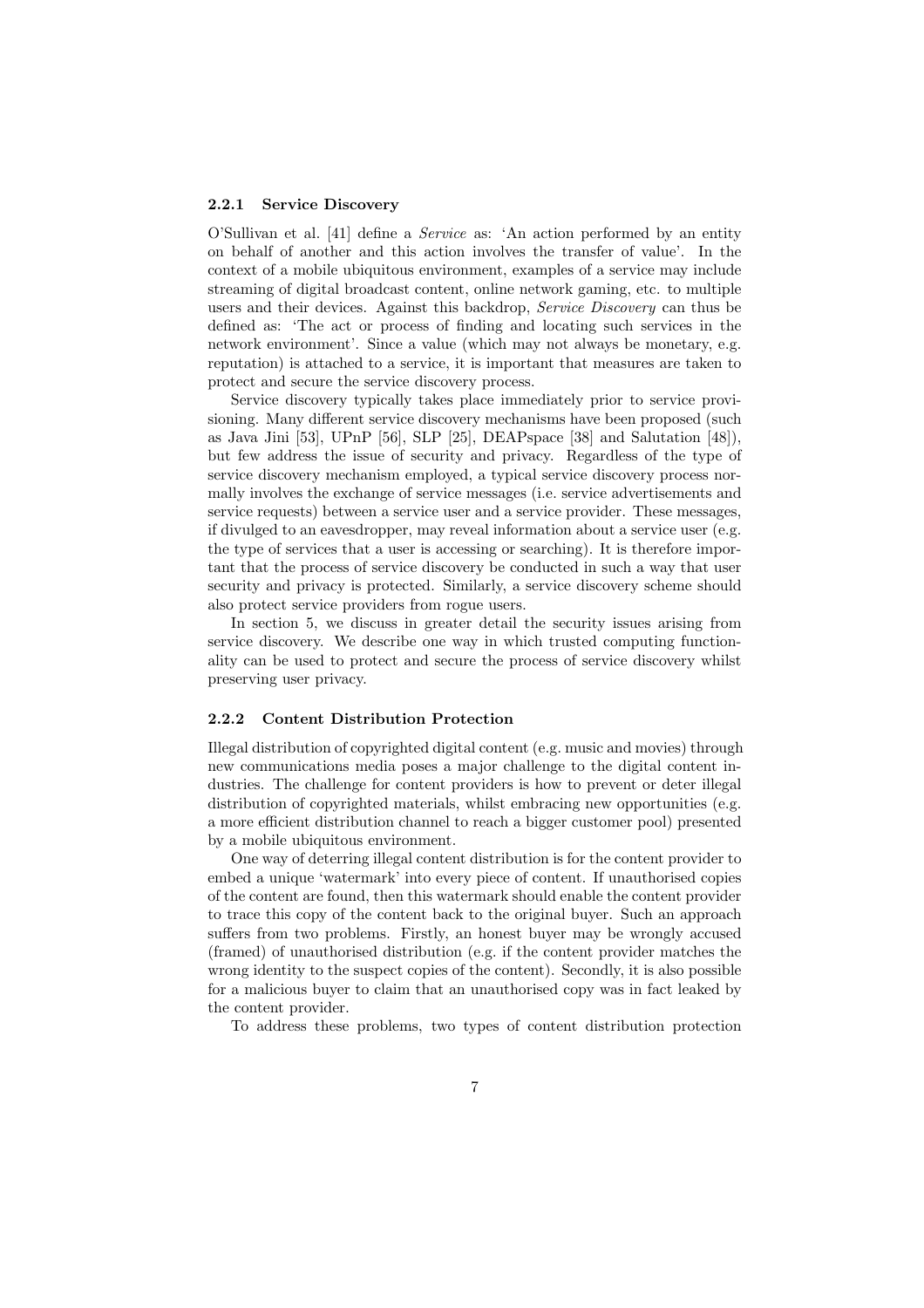### 2.2.1 Service Discovery

O'Sullivan et al. [41] define a *Service* as: 'An action performed by an entity on behalf of another and this action involves the transfer of value'. In the context of a mobile ubiquitous environment, examples of a service may include streaming of digital broadcast content, online network gaming, etc. to multiple users and their devices. Against this backdrop, *Service Discovery* can thus be defined as: 'The act or process of finding and locating such services in the network environment'. Since a value (which may not always be monetary, e.g. reputation) is attached to a service, it is important that measures are taken to protect and secure the service discovery process.

Service discovery typically takes place immediately prior to service provisioning. Many different service discovery mechanisms have been proposed (such as Java Jini [53], UPnP [56], SLP [25], DEAPspace [38] and Salutation [48]), but few address the issue of security and privacy. Regardless of the type of service discovery mechanism employed, a typical service discovery process normally involves the exchange of service messages (i.e. service advertisements and service requests) between a service user and a service provider. These messages, if divulged to an eavesdropper, may reveal information about a service user (e.g. the type of services that a user is accessing or searching). It is therefore important that the process of service discovery be conducted in such a way that user security and privacy is protected. Similarly, a service discovery scheme should also protect service providers from rogue users.

In section 5, we discuss in greater detail the security issues arising from service discovery. We describe one way in which trusted computing functionality can be used to protect and secure the process of service discovery whilst preserving user privacy.

### 2.2.2 Content Distribution Protection

Illegal distribution of copyrighted digital content (e.g. music and movies) through new communications media poses a major challenge to the digital content industries. The challenge for content providers is how to prevent or deter illegal distribution of copyrighted materials, whilst embracing new opportunities (e.g. a more efficient distribution channel to reach a bigger customer pool) presented by a mobile ubiquitous environment.

One way of deterring illegal content distribution is for the content provider to embed a unique 'watermark' into every piece of content. If unauthorised copies of the content are found, then this watermark should enable the content provider to trace this copy of the content back to the original buyer. Such an approach suffers from two problems. Firstly, an honest buyer may be wrongly accused (framed) of unauthorised distribution (e.g. if the content provider matches the wrong identity to the suspect copies of the content). Secondly, it is also possible for a malicious buyer to claim that an unauthorised copy was in fact leaked by the content provider.

To address these problems, two types of content distribution protection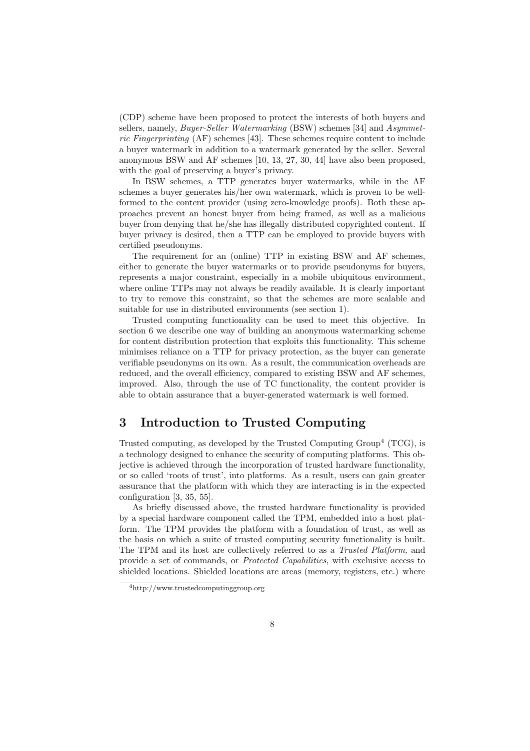(CDP) scheme have been proposed to protect the interests of both buyers and sellers, namely, *Buyer-Seller Watermarking* (BSW) schemes [34] and *Asymmetric Fingerprinting* (AF) schemes [43]. These schemes require content to include a buyer watermark in addition to a watermark generated by the seller. Several anonymous BSW and AF schemes [10, 13, 27, 30, 44] have also been proposed, with the goal of preserving a buyer's privacy.

In BSW schemes, a TTP generates buyer watermarks, while in the AF schemes a buyer generates his/her own watermark, which is proven to be well-formed to the content provider (using zero-knowledge proofs). Both these approaches prevent an honest buyer from being framed, as well as a malicious buyer from denying that he/she has illegally distributed copyrighted content. If buyer privacy is desired, then a TTP can be employed to provide buyers with certified pseudonyms.

The requirement for an (online) TTP in existing BSW and AF schemes, either to generate the buyer watermarks or to provide pseudonyms for buyers, represents a major constraint, especially in a mobile ubiquitous environment, where online TTPs may not always be readily available. It is clearly important to try to remove this constraint, so that the schemes are more scalable and suitable for use in distributed environments (see section 1).

Trusted computing functionality can be used to meet this objective. In section 6 we describe one way of building an anonymous watermarking scheme for content distribution protection that exploits this functionality. This scheme minimises reliance on a TTP for privacy protection, as the buyer can generate verifiable pseudonyms on its own. As a result, the communication overheads are reduced, and the overall efficiency, compared to existing BSW and AF schemes, improved. Also, through the use of TC functionality, the content provider is able to obtain assurance that a buyer-generated watermark is well formed.

# 3 Introduction to Trusted Computing

Trusted computing, as developed by the Trusted Computing Group[4] (TCG), is a technology designed to enhance the security of computing platforms. This objective is achieved through the incorporation of trusted hardware functionality, or so called 'roots of trust', into platforms. As a result, users can gain greater assurance that the platform with which they are interacting is in the expected configuration [3, 35, 55].

As briefly discussed above, the trusted hardware functionality is provided by a special hardware component called the TPM, embedded into a host platform. The TPM provides the platform with a foundation of trust, as well as the basis on which a suite of trusted computing security functionality is built. The TPM and its host are collectively referred to as a *Trusted Platform*, and provide a set of commands, or *Protected Capabilities*, with exclusive access to shielded locations. Shielded locations are areas (memory, registers, etc.) where

[4] http://www.trustedcomputinggroup.org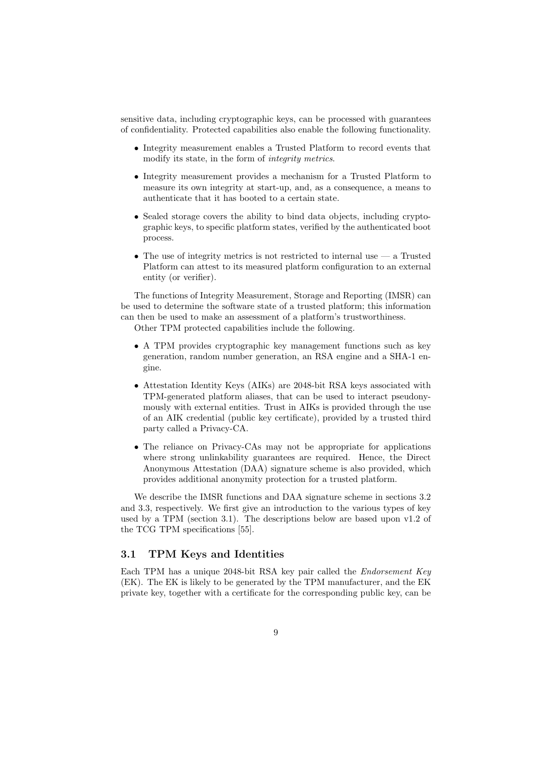sensitive data, including cryptographic keys, can be processed with guarantees of confidentiality. Protected capabilities also enable the following functionality.

- Integrity measurement enables a Trusted Platform to record events that modify its state, in the form of *integrity metrics*.
- Integrity measurement provides a mechanism for a Trusted Platform to measure its own integrity at start-up, and, as a consequence, a means to authenticate that it has booted to a certain state.
- Sealed storage covers the ability to bind data objects, including cryptographic keys, to specific platform states, verified by the authenticated boot process.
- The use of integrity metrics is not restricted to internal use — a Trusted Platform can attest to its measured platform configuration to an external entity (or verifier).

The functions of Integrity Measurement, Storage and Reporting (IMSR) can be used to determine the software state of a trusted platform; this information can then be used to make an assessment of a platform's trustworthiness.

Other TPM protected capabilities include the following.

- A TPM provides cryptographic key management functions such as key generation, random number generation, an RSA engine and a SHA-1 engine.
- Attestation Identity Keys (AIKs) are 2048-bit RSA keys associated with TPM-generated platform aliases, that can be used to interact pseudonymously with external entities. Trust in AIKs is provided through the use of an AIK credential (public key certificate), provided by a trusted third party called a Privacy-CA.
- The reliance on Privacy-CAs may not be appropriate for applications where strong unlinkability guarantees are required. Hence, the Direct Anonymous Attestation (DAA) signature scheme is also provided, which provides additional anonymity protection for a trusted platform.

We describe the IMSR functions and DAA signature scheme in sections 3.2 and 3.3, respectively. We first give an introduction to the various types of key used by a TPM (section 3.1). The descriptions below are based upon v1.2 of the TCG TPM specifications [55].

### 3.1 TPM Keys and Identities

Each TPM has a unique 2048-bit RSA key pair called the *Endorsement Key* (EK). The EK is likely to be generated by the TPM manufacturer, and the EK private key, together with a certificate for the corresponding public key, can be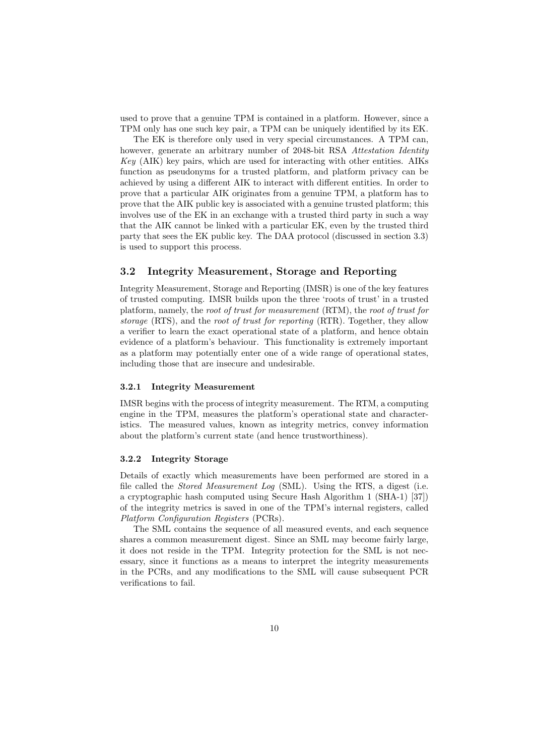used to prove that a genuine TPM is contained in a platform. However, since a TPM only has one such key pair, a TPM can be uniquely identified by its EK.

The EK is therefore only used in very special circumstances. A TPM can, however, generate an arbitrary number of 2048-bit RSA *Attestation Identity Key* (AIK) key pairs, which are used for interacting with other entities. AIKs function as pseudonyms for a trusted platform, and platform privacy can be achieved by using a different AIK to interact with different entities. In order to prove that a particular AIK originates from a genuine TPM, a platform has to prove that the AIK public key is associated with a genuine trusted platform; this involves use of the EK in an exchange with a trusted third party in such a way that the AIK cannot be linked with a particular EK, even by the trusted third party that sees the EK public key. The DAA protocol (discussed in section 3.3) is used to support this process.

## 3.2 Integrity Measurement, Storage and Reporting

Integrity Measurement, Storage and Reporting (IMSR) is one of the key features of trusted computing. IMSR builds upon the three 'roots of trust' in a trusted platform, namely, the *root of trust for measurement* (RTM), the *root of trust for storage* (RTS), and the *root of trust for reporting* (RTR). Together, they allow a verifier to learn the exact operational state of a platform, and hence obtain evidence of a platform's behaviour. This functionality is extremely important as a platform may potentially enter one of a wide range of operational states, including those that are insecure and undesirable.

### 3.2.1 Integrity Measurement

IMSR begins with the process of integrity measurement. The RTM, a computing engine in the TPM, measures the platform's operational state and characteristics. The measured values, known as integrity metrics, convey information about the platform's current state (and hence trustworthiness).

### 3.2.2 Integrity Storage

Details of exactly which measurements have been performed are stored in a file called the *Stored Measurement Log* (SML). Using the RTS, a digest (i.e. a cryptographic hash computed using Secure Hash Algorithm 1 (SHA-1) [37]) of the integrity metrics is saved in one of the TPM's internal registers, called *Platform Configuration Registers* (PCRs).

The SML contains the sequence of all measured events, and each sequence shares a common measurement digest. Since an SML may become fairly large, it does not reside in the TPM. Integrity protection for the SML is not necessary, since it functions as a means to interpret the integrity measurements in the PCRs, and any modifications to the SML will cause subsequent PCR verifications to fail.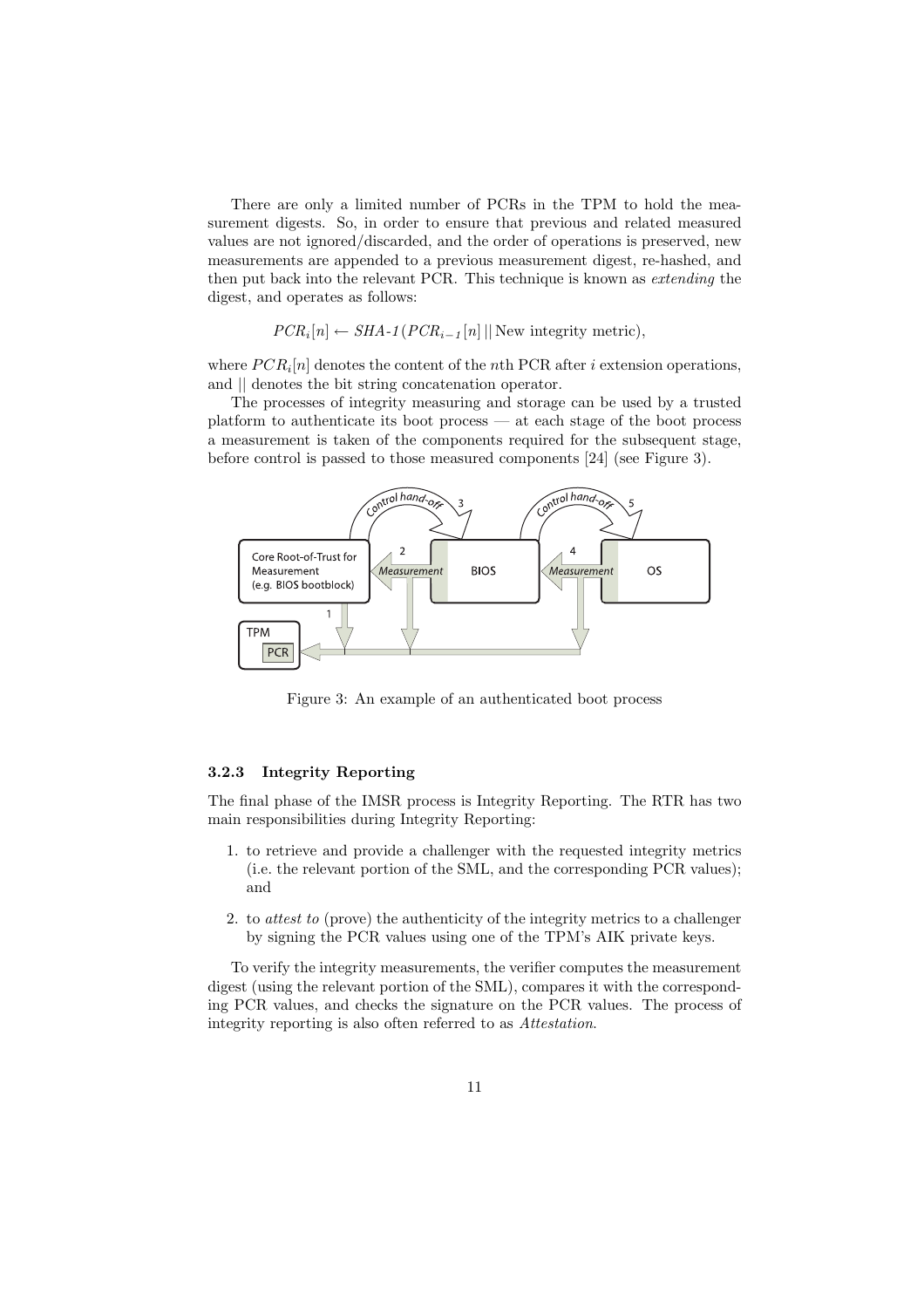There are only a limited number of PCRs in the TPM to hold the measurement digests. So, in order to ensure that previous and related measured values are not ignored/discarded, and the order of operations is preserved, new measurements are appended to a previous measurement digest, re-hashed, and then put back into the relevant PCR. This technique is known as *extending* the digest, and operates as follows:

$$PCR_i[n] \leftarrow \textit{SHA-1}(PCR_{i-1}[n] \,||\, \text{New integrity metric}),$$

where $PCR_i[n]$ denotes the content of the $n$th PCR after $i$ extension operations, and $||$ denotes the bit string concatenation operator.

The processes of integrity measuring and storage can be used by a trusted platform to authenticate its boot process — at each stage of the boot process a measurement is taken of the components required for the subsequent stage, before control is passed to those measured components [24] (see Figure 3).

Figure 3: An example of an authenticated boot process

### 3.2.3 Integrity Reporting

The final phase of the IMSR process is Integrity Reporting. The RTR has two main responsibilities during Integrity Reporting:

1. to retrieve and provide a challenger with the requested integrity metrics (i.e. the relevant portion of the SML, and the corresponding PCR values); and
2. to *attest to* (prove) the authenticity of the integrity metrics to a challenger by signing the PCR values using one of the TPM's AIK private keys.

To verify the integrity measurements, the verifier computes the measurement digest (using the relevant portion of the SML), compares it with the corresponding PCR values, and checks the signature on the PCR values. The process of integrity reporting is also often referred to as *Attestation*.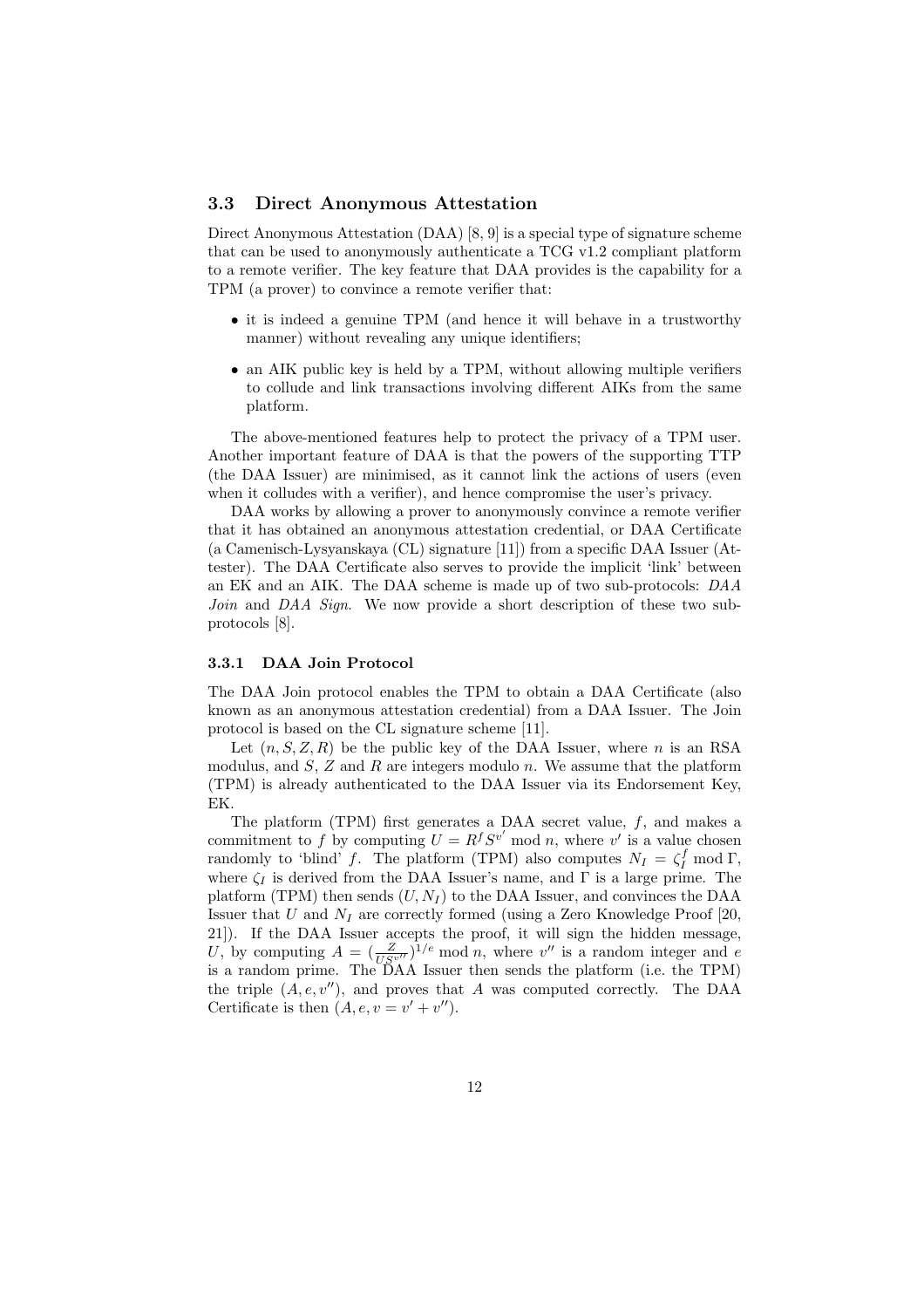### 3.3 Direct Anonymous Attestation

Direct Anonymous Attestation (DAA) [8, 9] is a special type of signature scheme that can be used to anonymously authenticate a TCG v1.2 compliant platform to a remote verifier. The key feature that DAA provides is the capability for a TPM (a prover) to convince a remote verifier that:

- it is indeed a genuine TPM (and hence it will behave in a trustworthy manner) without revealing any unique identifiers;
- an AIK public key is held by a TPM, without allowing multiple verifiers to collude and link transactions involving different AIKs from the same platform.

The above-mentioned features help to protect the privacy of a TPM user. Another important feature of DAA is that the powers of the supporting TTP (the DAA Issuer) are minimised, as it cannot link the actions of users (even when it colludes with a verifier), and hence compromise the user's privacy.

DAA works by allowing a prover to anonymously convince a remote verifier that it has obtained an anonymous attestation credential, or DAA Certificate (a Camenisch-Lysyanskaya (CL) signature [11]) from a specific DAA Issuer (Attester). The DAA Certificate also serves to provide the implicit 'link' between an EK and an AIK. The DAA scheme is made up of two sub-protocols: *DAA Join* and *DAA Sign*. We now provide a short description of these two sub-protocols [8].

#### 3.3.1 DAA Join Protocol

The DAA Join protocol enables the TPM to obtain a DAA Certificate (also known as an anonymous attestation credential) from a DAA Issuer. The Join protocol is based on the CL signature scheme [11].

Let $(n, S, Z, R)$ be the public key of the DAA Issuer, where $n$ is an RSA modulus, and $S$, $Z$ and $R$ are integers modulo $n$. We assume that the platform (TPM) is already authenticated to the DAA Issuer via its Endorsement Key, EK.

The platform (TPM) first generates a DAA secret value, $f$, and makes a commitment to $f$ by computing $U = R^f S^{v'} \bmod n$, where $v'$ is a value chosen randomly to 'blind' $f$. The platform (TPM) also computes $N_I = \zeta_I^f \bmod \Gamma$, where $\zeta_I$ is derived from the DAA Issuer's name, and $\Gamma$ is a large prime. The platform (TPM) then sends $(U, N_I)$ to the DAA Issuer, and convinces the DAA Issuer that $U$ and $N_I$ are correctly formed (using a Zero Knowledge Proof [20, 21]). If the DAA Issuer accepts the proof, it will sign the hidden message, $U$, by computing $A = (\frac{Z}{US^{v''}})^{1/e} \bmod n$, where $v''$ is a random integer and $e$ is a random prime. The DAA Issuer then sends the platform (i.e. the TPM) the triple $(A, e, v'')$, and proves that $A$ was computed correctly. The DAA Certificate is then $(A, e, v = v' + v'')$.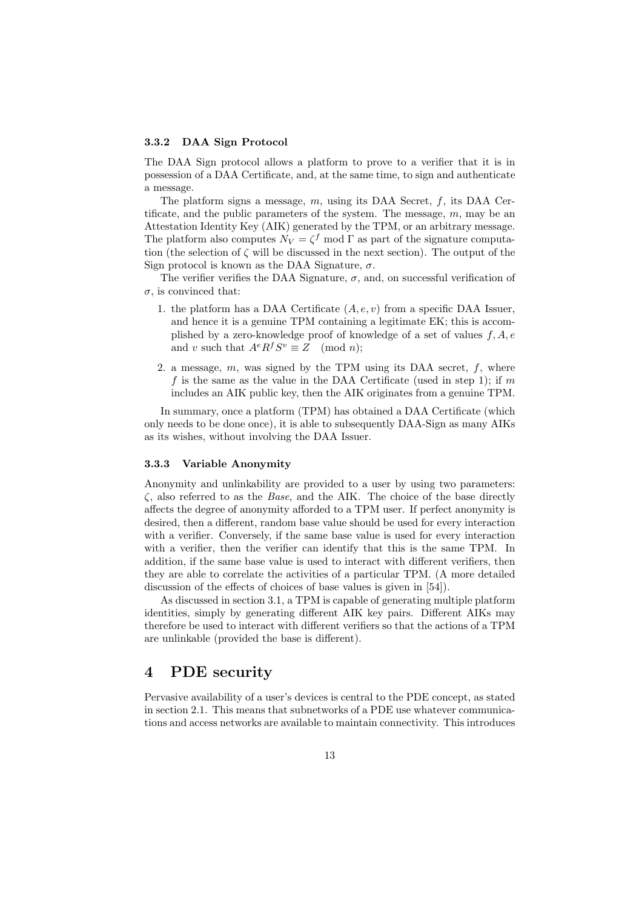### 3.3.2 DAA Sign Protocol

The DAA Sign protocol allows a platform to prove to a verifier that it is in possession of a DAA Certificate, and, at the same time, to sign and authenticate a message.

The platform signs a message, $m$, using its DAA Secret, $f$, its DAA Certificate, and the public parameters of the system. The message, $m$, may be an Attestation Identity Key (AIK) generated by the TPM, or an arbitrary message. The platform also computes $N_V = \zeta^f \bmod \Gamma$ as part of the signature computation (the selection of $\zeta$ will be discussed in the next section). The output of the Sign protocol is known as the DAA Signature, $\sigma$.

The verifier verifies the DAA Signature, $\sigma$, and, on successful verification of $\sigma$, is convinced that:

1. the platform has a DAA Certificate $(A, e, v)$ from a specific DAA Issuer, and hence it is a genuine TPM containing a legitimate EK; this is accomplished by a zero-knowledge proof of knowledge of a set of values $f, A, e$ and $v$ such that $A^e R^f S^v \equiv Z \pmod{n}$;
2. a message, $m$, was signed by the TPM using its DAA secret, $f$, where $f$ is the same as the value in the DAA Certificate (used in step 1); if $m$ includes an AIK public key, then the AIK originates from a genuine TPM.

In summary, once a platform (TPM) has obtained a DAA Certificate (which only needs to be done once), it is able to subsequently DAA-Sign as many AIKs as its wishes, without involving the DAA Issuer.

### 3.3.3 Variable Anonymity

Anonymity and unlinkability are provided to a user by using two parameters: $\zeta$, also referred to as the *Base*, and the AIK. The choice of the base directly affects the degree of anonymity afforded to a TPM user. If perfect anonymity is desired, then a different, random base value should be used for every interaction with a verifier. Conversely, if the same base value is used for every interaction with a verifier, then the verifier can identify that this is the same TPM. In addition, if the same base value is used to interact with different verifiers, then they are able to correlate the activities of a particular TPM. (A more detailed discussion of the effects of choices of base values is given in [54]).

As discussed in section 3.1, a TPM is capable of generating multiple platform identities, simply by generating different AIK key pairs. Different AIKs may therefore be used to interact with different verifiers so that the actions of a TPM are unlinkable (provided the base is different).

## 4 PDE security

Pervasive availability of a user's devices is central to the PDE concept, as stated in section 2.1. This means that subnetworks of a PDE use whatever communications and access networks are available to maintain connectivity. This introduces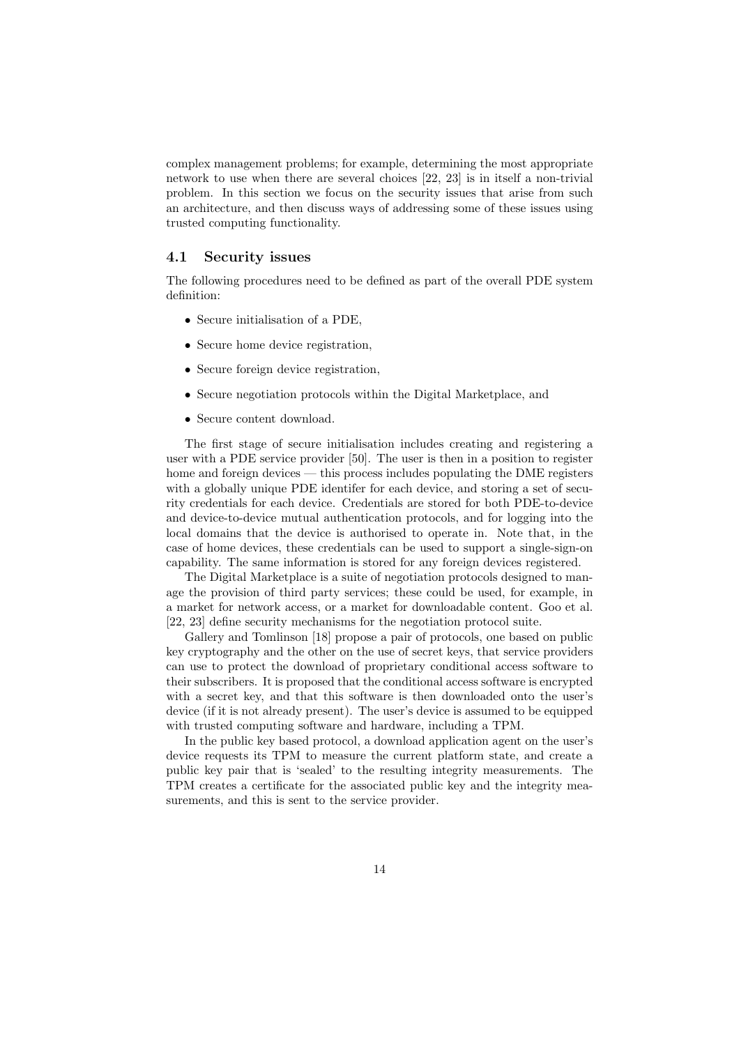complex management problems; for example, determining the most appropriate network to use when there are several choices [22, 23] is in itself a non-trivial problem. In this section we focus on the security issues that arise from such an architecture, and then discuss ways of addressing some of these issues using trusted computing functionality.

### 4.1 Security issues

The following procedures need to be defined as part of the overall PDE system definition:

- Secure initialisation of a PDE,
- Secure home device registration,
- Secure foreign device registration,
- Secure negotiation protocols within the Digital Marketplace, and
- Secure content download.

The first stage of secure initialisation includes creating and registering a user with a PDE service provider [50]. The user is then in a position to register home and foreign devices — this process includes populating the DME registers with a globally unique PDE identifer for each device, and storing a set of security credentials for each device. Credentials are stored for both PDE-to-device and device-to-device mutual authentication protocols, and for logging into the local domains that the device is authorised to operate in. Note that, in the case of home devices, these credentials can be used to support a single-sign-on capability. The same information is stored for any foreign devices registered.

The Digital Marketplace is a suite of negotiation protocols designed to manage the provision of third party services; these could be used, for example, in a market for network access, or a market for downloadable content. Goo et al. [22, 23] define security mechanisms for the negotiation protocol suite.

Gallery and Tomlinson [18] propose a pair of protocols, one based on public key cryptography and the other on the use of secret keys, that service providers can use to protect the download of proprietary conditional access software to their subscribers. It is proposed that the conditional access software is encrypted with a secret key, and that this software is then downloaded onto the user's device (if it is not already present). The user's device is assumed to be equipped with trusted computing software and hardware, including a TPM.

In the public key based protocol, a download application agent on the user's device requests its TPM to measure the current platform state, and create a public key pair that is 'sealed' to the resulting integrity measurements. The TPM creates a certificate for the associated public key and the integrity measurements, and this is sent to the service provider.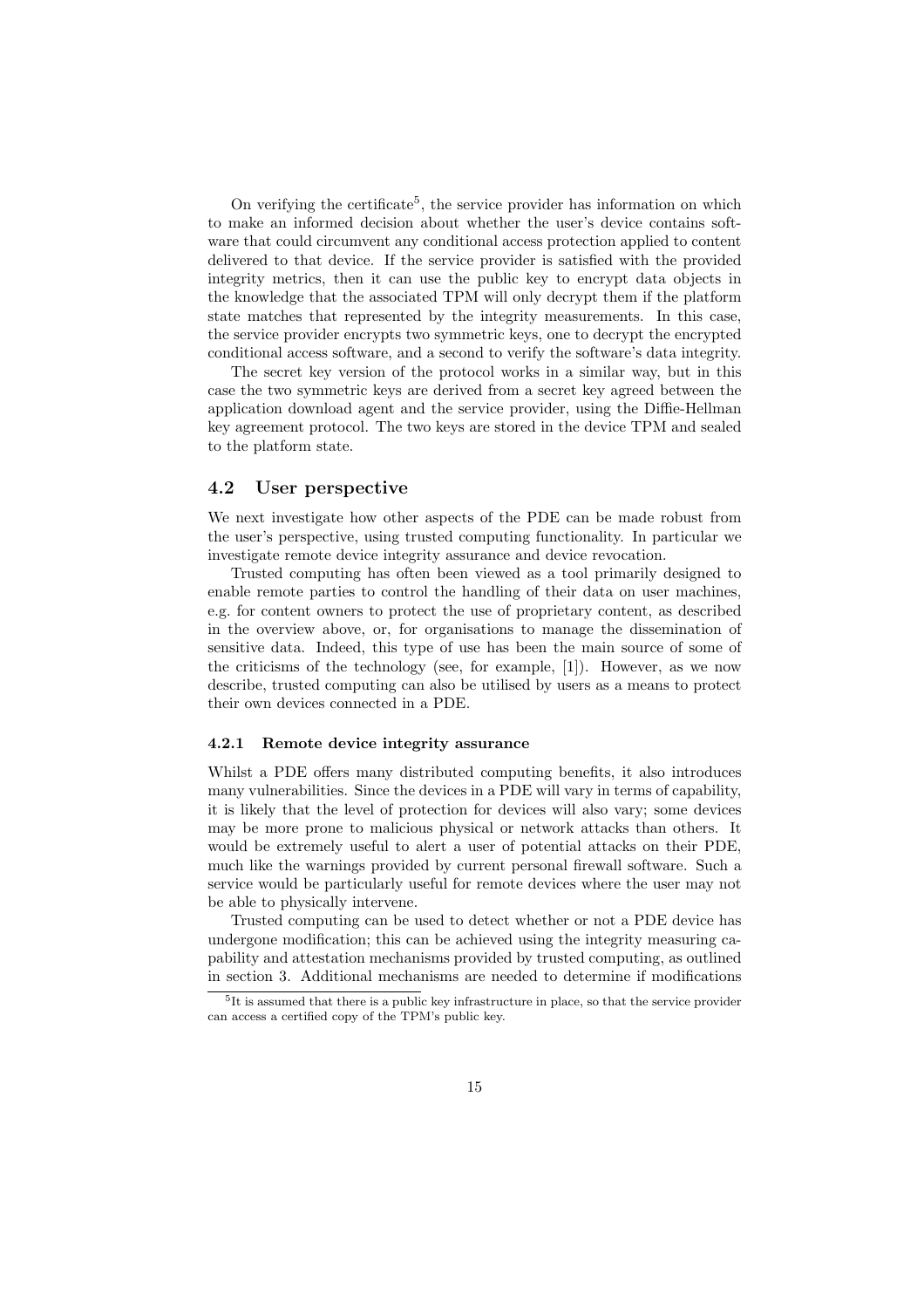On verifying the certificate[5], the service provider has information on which to make an informed decision about whether the user's device contains software that could circumvent any conditional access protection applied to content delivered to that device. If the service provider is satisfied with the provided integrity metrics, then it can use the public key to encrypt data objects in the knowledge that the associated TPM will only decrypt them if the platform state matches that represented by the integrity measurements. In this case, the service provider encrypts two symmetric keys, one to decrypt the encrypted conditional access software, and a second to verify the software's data integrity.

The secret key version of the protocol works in a similar way, but in this case the two symmetric keys are derived from a secret key agreed between the application download agent and the service provider, using the Diffie-Hellman key agreement protocol. The two keys are stored in the device TPM and sealed to the platform state.

## 4.2 User perspective

We next investigate how other aspects of the PDE can be made robust from the user's perspective, using trusted computing functionality. In particular we investigate remote device integrity assurance and device revocation.

Trusted computing has often been viewed as a tool primarily designed to enable remote parties to control the handling of their data on user machines, e.g. for content owners to protect the use of proprietary content, as described in the overview above, or, for organisations to manage the dissemination of sensitive data. Indeed, this type of use has been the main source of some of the criticisms of the technology (see, for example, [1]). However, as we now describe, trusted computing can also be utilised by users as a means to protect their own devices connected in a PDE.

### 4.2.1 Remote device integrity assurance

Whilst a PDE offers many distributed computing benefits, it also introduces many vulnerabilities. Since the devices in a PDE will vary in terms of capability, it is likely that the level of protection for devices will also vary; some devices may be more prone to malicious physical or network attacks than others. It would be extremely useful to alert a user of potential attacks on their PDE, much like the warnings provided by current personal firewall software. Such a service would be particularly useful for remote devices where the user may not be able to physically intervene.

Trusted computing can be used to detect whether or not a PDE device has undergone modification; this can be achieved using the integrity measuring capability and attestation mechanisms provided by trusted computing, as outlined in section 3. Additional mechanisms are needed to determine if modifications

[5] It is assumed that there is a public key infrastructure in place, so that the service provider can access a certified copy of the TPM's public key.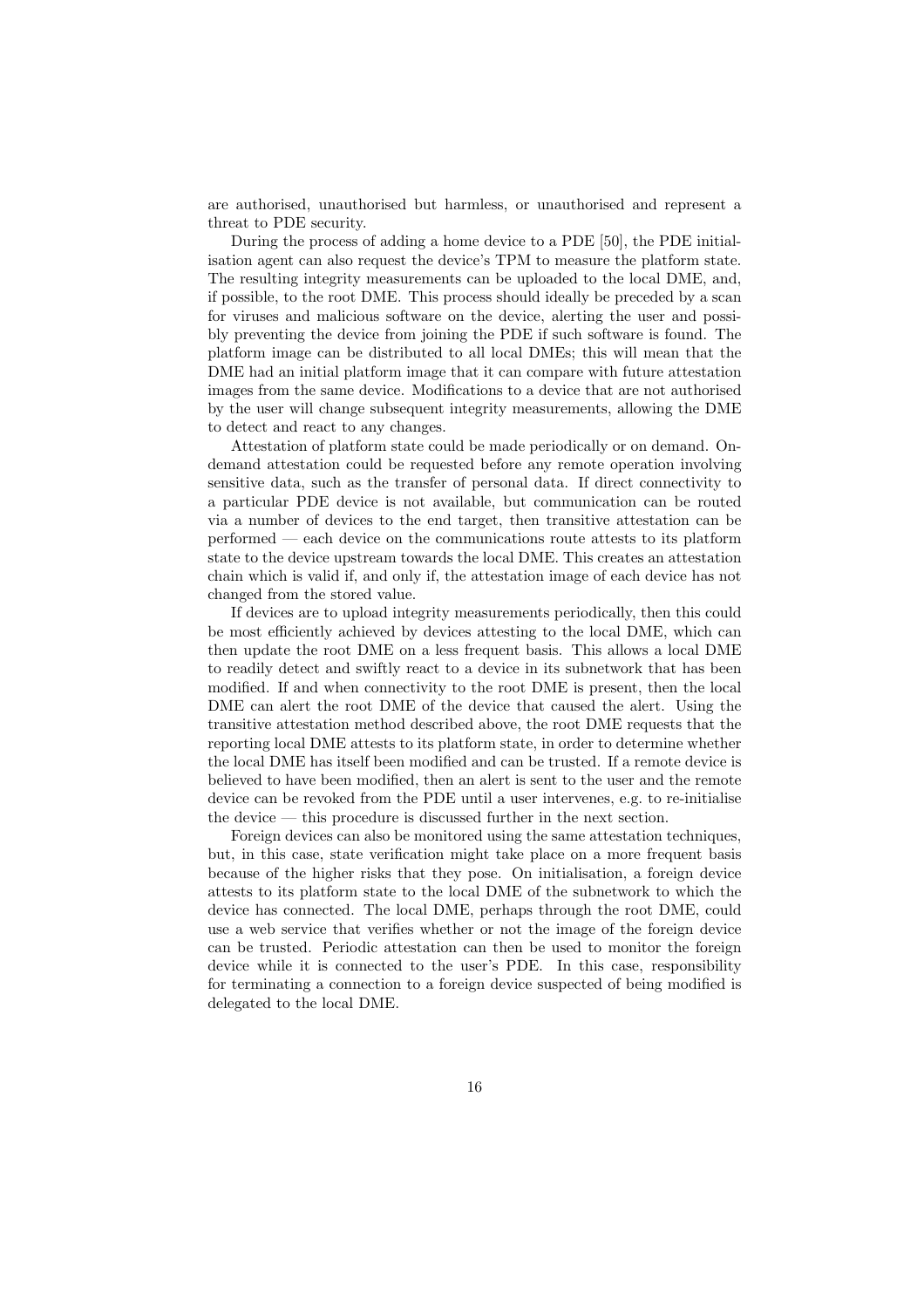are authorised, unauthorised but harmless, or unauthorised and represent a threat to PDE security.

During the process of adding a home device to a PDE [50], the PDE initialisation agent can also request the device's TPM to measure the platform state. The resulting integrity measurements can be uploaded to the local DME, and, if possible, to the root DME. This process should ideally be preceded by a scan for viruses and malicious software on the device, alerting the user and possibly preventing the device from joining the PDE if such software is found. The platform image can be distributed to all local DMEs; this will mean that the DME had an initial platform image that it can compare with future attestation images from the same device. Modifications to a device that are not authorised by the user will change subsequent integrity measurements, allowing the DME to detect and react to any changes.

Attestation of platform state could be made periodically or on demand. On-demand attestation could be requested before any remote operation involving sensitive data, such as the transfer of personal data. If direct connectivity to a particular PDE device is not available, but communication can be routed via a number of devices to the end target, then transitive attestation can be performed — each device on the communications route attests to its platform state to the device upstream towards the local DME. This creates an attestation chain which is valid if, and only if, the attestation image of each device has not changed from the stored value.

If devices are to upload integrity measurements periodically, then this could be most efficiently achieved by devices attesting to the local DME, which can then update the root DME on a less frequent basis. This allows a local DME to readily detect and swiftly react to a device in its subnetwork that has been modified. If and when connectivity to the root DME is present, then the local DME can alert the root DME of the device that caused the alert. Using the transitive attestation method described above, the root DME requests that the reporting local DME attests to its platform state, in order to determine whether the local DME has itself been modified and can be trusted. If a remote device is believed to have been modified, then an alert is sent to the user and the remote device can be revoked from the PDE until a user intervenes, e.g. to re-initialise the device — this procedure is discussed further in the next section.

Foreign devices can also be monitored using the same attestation techniques, but, in this case, state verification might take place on a more frequent basis because of the higher risks that they pose. On initialisation, a foreign device attests to its platform state to the local DME of the subnetwork to which the device has connected. The local DME, perhaps through the root DME, could use a web service that verifies whether or not the image of the foreign device can be trusted. Periodic attestation can then be used to monitor the foreign device while it is connected to the user's PDE. In this case, responsibility for terminating a connection to a foreign device suspected of being modified is delegated to the local DME.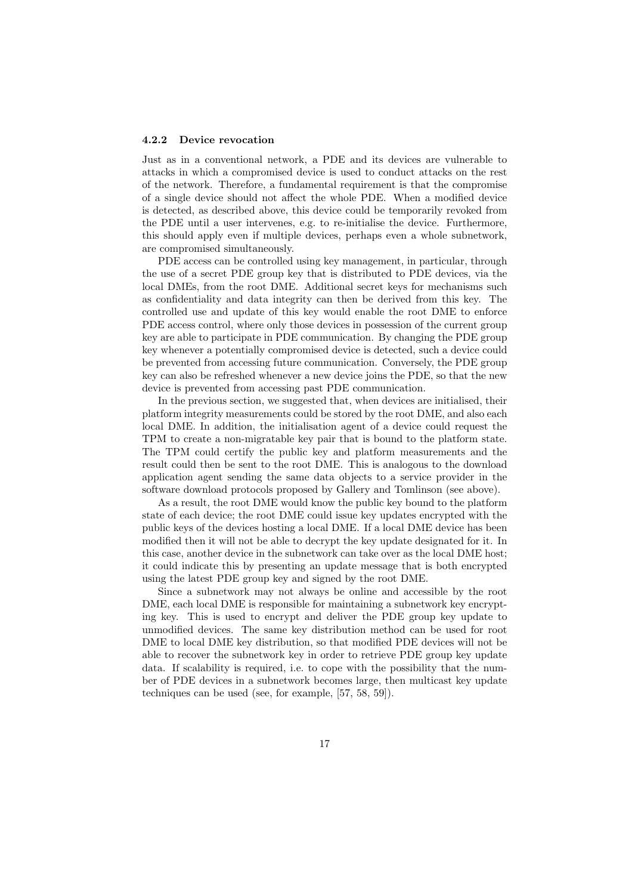#### 4.2.2 Device revocation

Just as in a conventional network, a PDE and its devices are vulnerable to attacks in which a compromised device is used to conduct attacks on the rest of the network. Therefore, a fundamental requirement is that the compromise of a single device should not affect the whole PDE. When a modified device is detected, as described above, this device could be temporarily revoked from the PDE until a user intervenes, e.g. to re-initialise the device. Furthermore, this should apply even if multiple devices, perhaps even a whole subnetwork, are compromised simultaneously.

PDE access can be controlled using key management, in particular, through the use of a secret PDE group key that is distributed to PDE devices, via the local DMEs, from the root DME. Additional secret keys for mechanisms such as confidentiality and data integrity can then be derived from this key. The controlled use and update of this key would enable the root DME to enforce PDE access control, where only those devices in possession of the current group key are able to participate in PDE communication. By changing the PDE group key whenever a potentially compromised device is detected, such a device could be prevented from accessing future communication. Conversely, the PDE group key can also be refreshed whenever a new device joins the PDE, so that the new device is prevented from accessing past PDE communication.

In the previous section, we suggested that, when devices are initialised, their platform integrity measurements could be stored by the root DME, and also each local DME. In addition, the initialisation agent of a device could request the TPM to create a non-migratable key pair that is bound to the platform state. The TPM could certify the public key and platform measurements and the result could then be sent to the root DME. This is analogous to the download application agent sending the same data objects to a service provider in the software download protocols proposed by Gallery and Tomlinson (see above).

As a result, the root DME would know the public key bound to the platform state of each device; the root DME could issue key updates encrypted with the public keys of the devices hosting a local DME. If a local DME device has been modified then it will not be able to decrypt the key update designated for it. In this case, another device in the subnetwork can take over as the local DME host; it could indicate this by presenting an update message that is both encrypted using the latest PDE group key and signed by the root DME.

Since a subnetwork may not always be online and accessible by the root DME, each local DME is responsible for maintaining a subnetwork key encrypting key. This is used to encrypt and deliver the PDE group key update to unmodified devices. The same key distribution method can be used for root DME to local DME key distribution, so that modified PDE devices will not be able to recover the subnetwork key in order to retrieve PDE group key update data. If scalability is required, i.e. to cope with the possibility that the number of PDE devices in a subnetwork becomes large, then multicast key update techniques can be used (see, for example, [57, 58, 59]).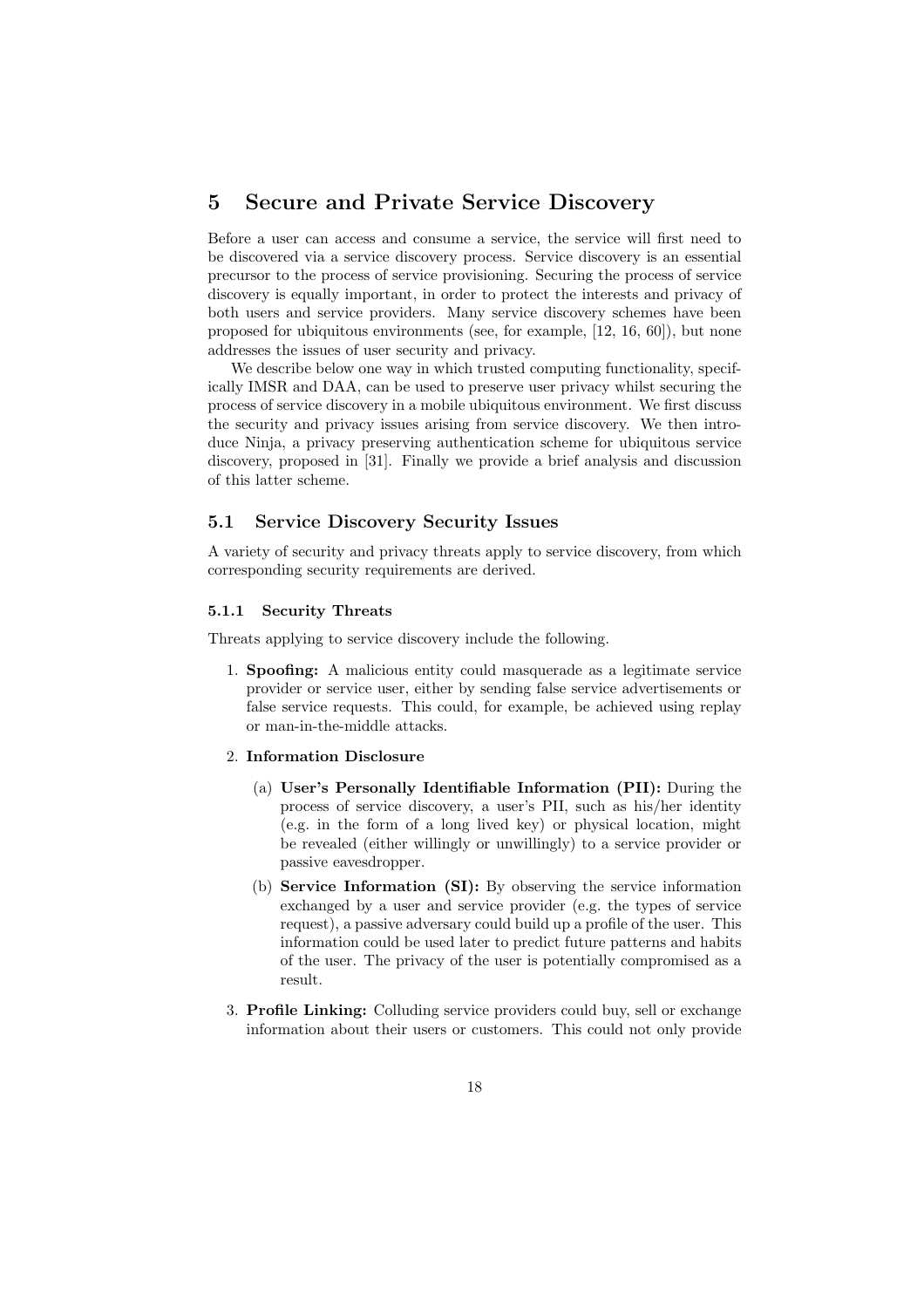## 5 Secure and Private Service Discovery

Before a user can access and consume a service, the service will first need to be discovered via a service discovery process. Service discovery is an essential precursor to the process of service provisioning. Securing the process of service discovery is equally important, in order to protect the interests and privacy of both users and service providers. Many service discovery schemes have been proposed for ubiquitous environments (see, for example, [12, 16, 60]), but none addresses the issues of user security and privacy.

We describe below one way in which trusted computing functionality, specifically IMSR and DAA, can be used to preserve user privacy whilst securing the process of service discovery in a mobile ubiquitous environment. We first discuss the security and privacy issues arising from service discovery. We then introduce Ninja, a privacy preserving authentication scheme for ubiquitous service discovery, proposed in [31]. Finally we provide a brief analysis and discussion of this latter scheme.

### 5.1 Service Discovery Security Issues

A variety of security and privacy threats apply to service discovery, from which corresponding security requirements are derived.

#### 5.1.1 Security Threats

Threats applying to service discovery include the following.

1. **Spoofing:** A malicious entity could masquerade as a legitimate service provider or service user, either by sending false service advertisements or false service requests. This could, for example, be achieved using replay or man-in-the-middle attacks.
2. **Information Disclosure**
   (a) **User's Personally Identifiable Information (PII):** During the process of service discovery, a user's PII, such as his/her identity (e.g. in the form of a long lived key) or physical location, might be revealed (either willingly or unwillingly) to a service provider or passive eavesdropper.
   (b) **Service Information (SI):** By observing the service information exchanged by a user and service provider (e.g. the types of service request), a passive adversary could build up a profile of the user. This information could be used later to predict future patterns and habits of the user. The privacy of the user is potentially compromised as a result.
3. **Profile Linking:** Colluding service providers could buy, sell or exchange information about their users or customers. This could not only provide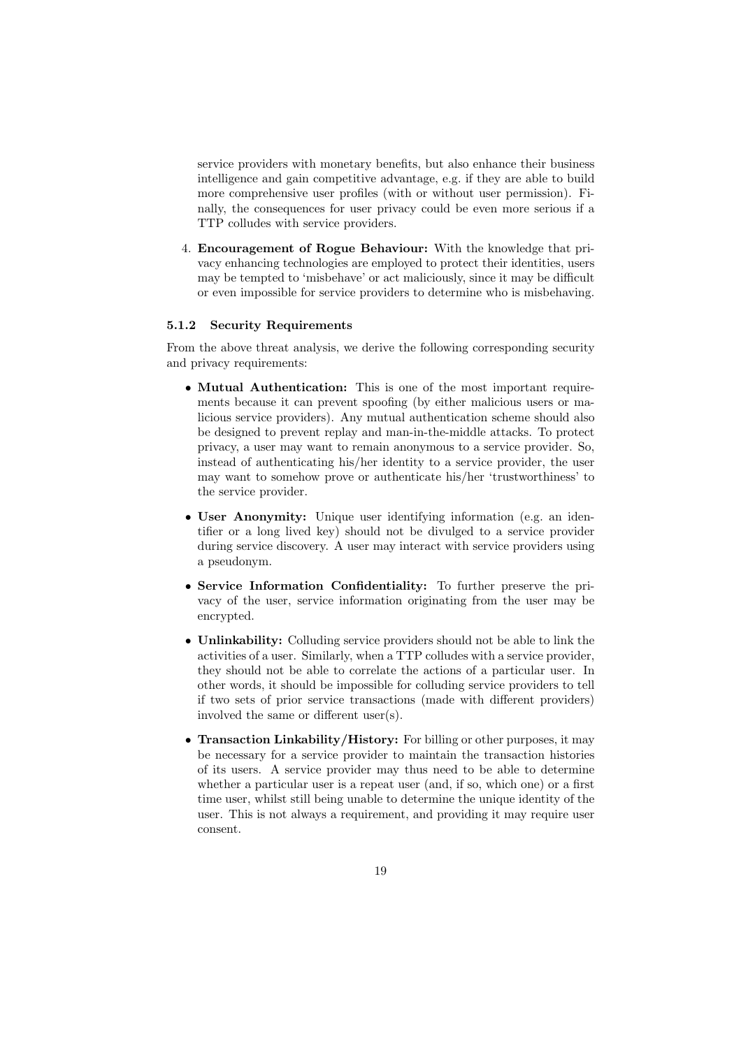service providers with monetary benefits, but also enhance their business intelligence and gain competitive advantage, e.g. if they are able to build more comprehensive user profiles (with or without user permission). Finally, the consequences for user privacy could be even more serious if a TTP colludes with service providers.

4. **Encouragement of Rogue Behaviour:** With the knowledge that privacy enhancing technologies are employed to protect their identities, users may be tempted to 'misbehave' or act maliciously, since it may be difficult or even impossible for service providers to determine who is misbehaving.

### 5.1.2 Security Requirements

From the above threat analysis, we derive the following corresponding security and privacy requirements:

- **Mutual Authentication:** This is one of the most important requirements because it can prevent spoofing (by either malicious users or malicious service providers). Any mutual authentication scheme should also be designed to prevent replay and man-in-the-middle attacks. To protect privacy, a user may want to remain anonymous to a service provider. So, instead of authenticating his/her identity to a service provider, the user may want to somehow prove or authenticate his/her 'trustworthiness' to the service provider.

- **User Anonymity:** Unique user identifying information (e.g. an identifier or a long lived key) should not be divulged to a service provider during service discovery. A user may interact with service providers using a pseudonym.

- **Service Information Confidentiality:** To further preserve the privacy of the user, service information originating from the user may be encrypted.

- **Unlinkability:** Colluding service providers should not be able to link the activities of a user. Similarly, when a TTP colludes with a service provider, they should not be able to correlate the actions of a particular user. In other words, it should be impossible for colluding service providers to tell if two sets of prior service transactions (made with different providers) involved the same or different user(s).

- **Transaction Linkability/History:** For billing or other purposes, it may be necessary for a service provider to maintain the transaction histories of its users. A service provider may thus need to be able to determine whether a particular user is a repeat user (and, if so, which one) or a first time user, whilst still being unable to determine the unique identity of the user. This is not always a requirement, and providing it may require user consent.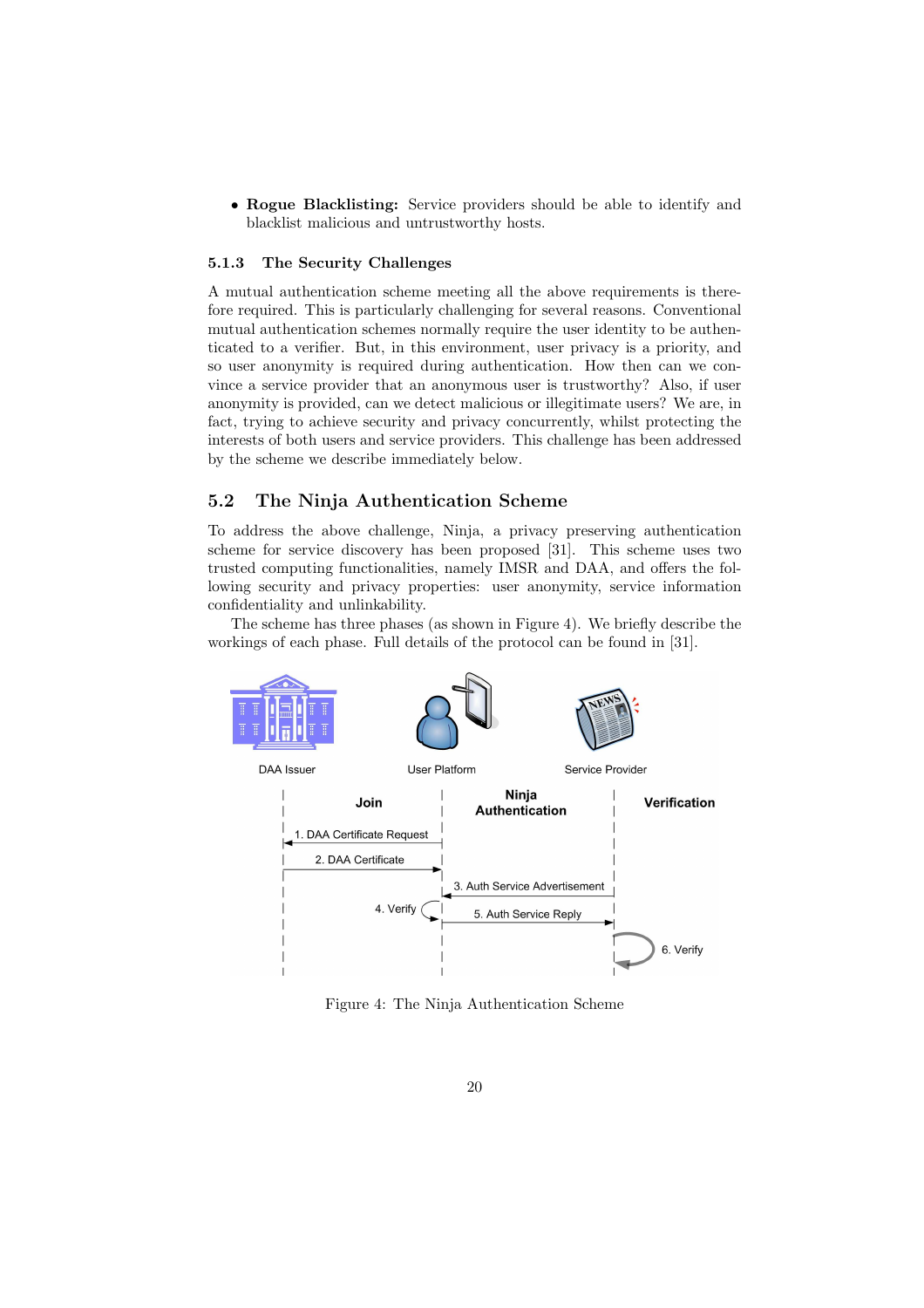- **Rogue Blacklisting:** Service providers should be able to identify and blacklist malicious and untrustworthy hosts.

### 5.1.3 The Security Challenges

A mutual authentication scheme meeting all the above requirements is therefore required. This is particularly challenging for several reasons. Conventional mutual authentication schemes normally require the user identity to be authenticated to a verifier. But, in this environment, user privacy is a priority, and so user anonymity is required during authentication. How then can we convince a service provider that an anonymous user is trustworthy? Also, if user anonymity is provided, can we detect malicious or illegitimate users? We are, in fact, trying to achieve security and privacy concurrently, whilst protecting the interests of both users and service providers. This challenge has been addressed by the scheme we describe immediately below.

## 5.2 The Ninja Authentication Scheme

To address the above challenge, Ninja, a privacy preserving authentication scheme for service discovery has been proposed [31]. This scheme uses two trusted computing functionalities, namely IMSR and DAA, and offers the following security and privacy properties: user anonymity, service information confidentiality and unlinkability.

The scheme has three phases (as shown in Figure 4). We briefly describe the workings of each phase. Full details of the protocol can be found in [31].

Figure 4: The Ninja Authentication Scheme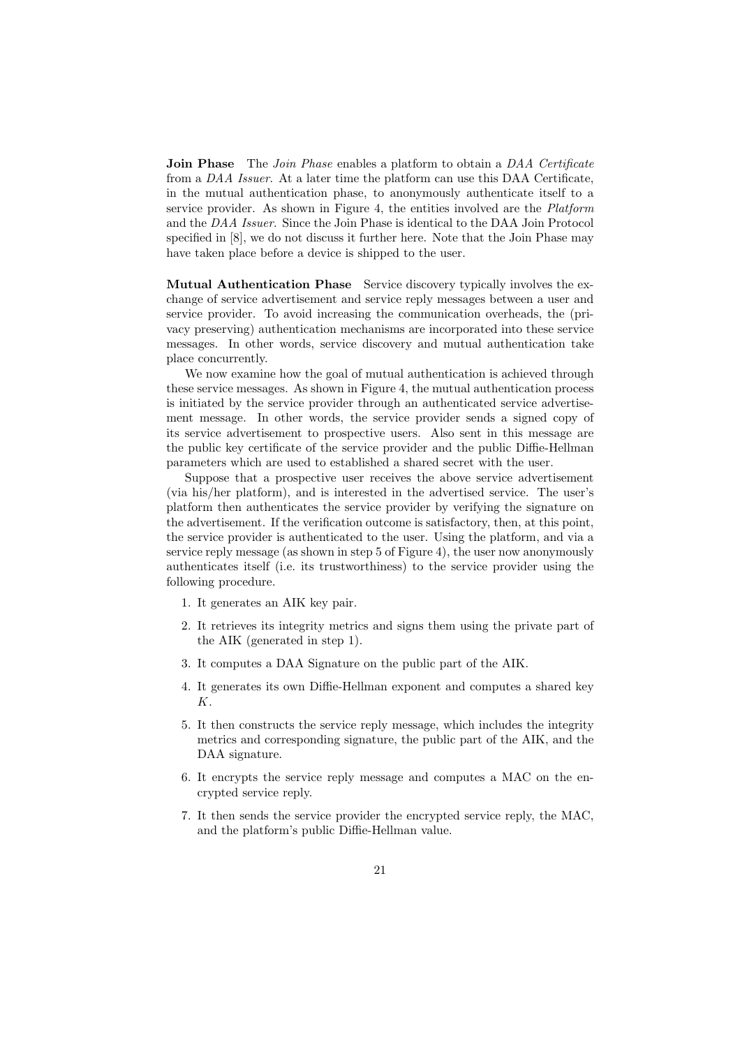**Join Phase** The *Join Phase* enables a platform to obtain a *DAA Certificate* from a *DAA Issuer*. At a later time the platform can use this DAA Certificate, in the mutual authentication phase, to anonymously authenticate itself to a service provider. As shown in Figure 4, the entities involved are the *Platform* and the *DAA Issuer*. Since the Join Phase is identical to the DAA Join Protocol specified in [8], we do not discuss it further here. Note that the Join Phase may have taken place before a device is shipped to the user.

**Mutual Authentication Phase** Service discovery typically involves the exchange of service advertisement and service reply messages between a user and service provider. To avoid increasing the communication overheads, the (privacy preserving) authentication mechanisms are incorporated into these service messages. In other words, service discovery and mutual authentication take place concurrently.

We now examine how the goal of mutual authentication is achieved through these service messages. As shown in Figure 4, the mutual authentication process is initiated by the service provider through an authenticated service advertisement message. In other words, the service provider sends a signed copy of its service advertisement to prospective users. Also sent in this message are the public key certificate of the service provider and the public Diffie-Hellman parameters which are used to established a shared secret with the user.

Suppose that a prospective user receives the above service advertisement (via his/her platform), and is interested in the advertised service. The user's platform then authenticates the service provider by verifying the signature on the advertisement. If the verification outcome is satisfactory, then, at this point, the service provider is authenticated to the user. Using the platform, and via a service reply message (as shown in step 5 of Figure 4), the user now anonymously authenticates itself (i.e. its trustworthiness) to the service provider using the following procedure.

1. It generates an AIK key pair.
2. It retrieves its integrity metrics and signs them using the private part of the AIK (generated in step 1).
3. It computes a DAA Signature on the public part of the AIK.
4. It generates its own Diffie-Hellman exponent and computes a shared key $K$.
5. It then constructs the service reply message, which includes the integrity metrics and corresponding signature, the public part of the AIK, and the DAA signature.
6. It encrypts the service reply message and computes a MAC on the encrypted service reply.
7. It then sends the service provider the encrypted service reply, the MAC, and the platform's public Diffie-Hellman value.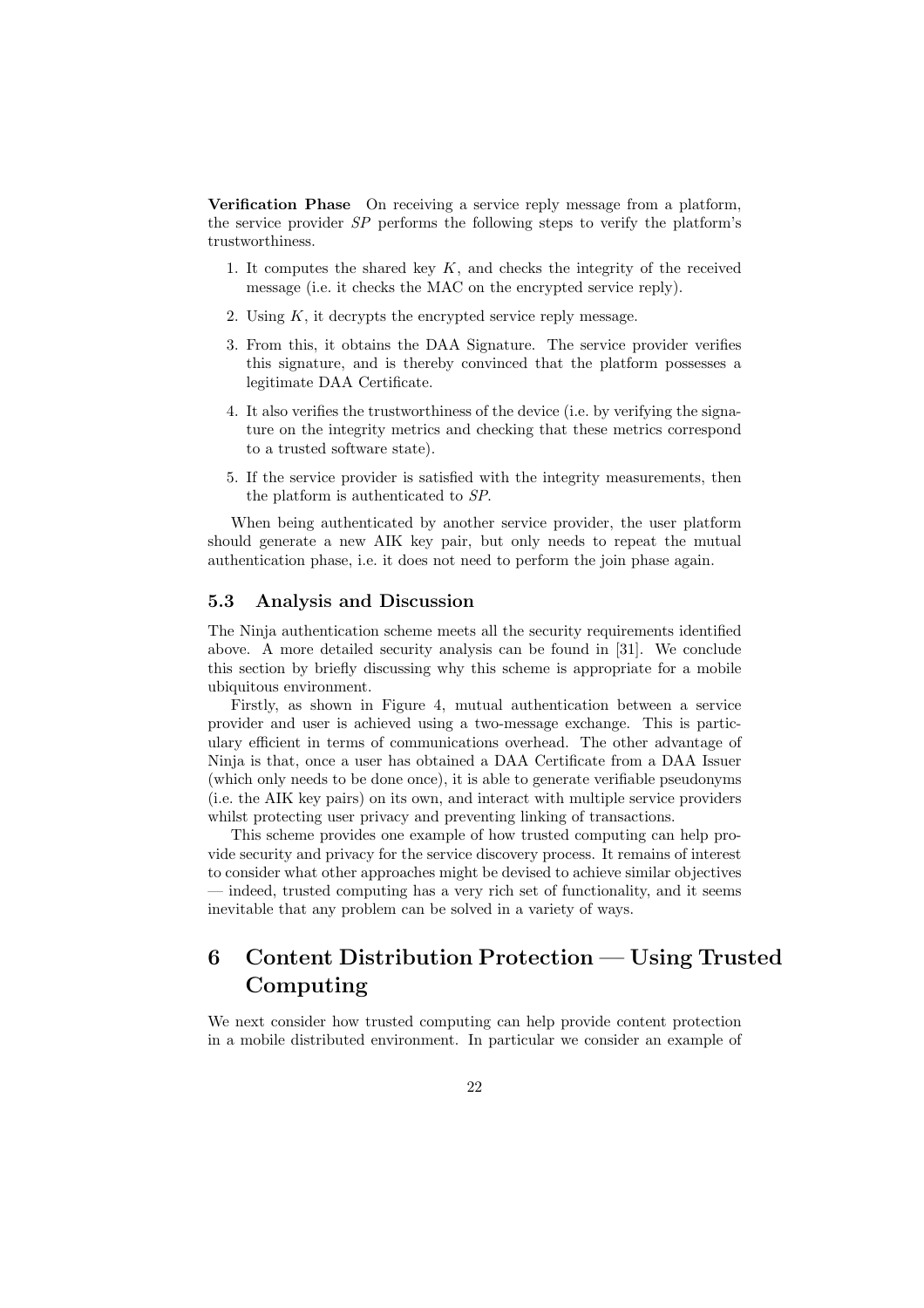**Verification Phase** On receiving a service reply message from a platform, the service provider *SP* performs the following steps to verify the platform's trustworthiness.

1. It computes the shared key $K$, and checks the integrity of the received message (i.e. it checks the MAC on the encrypted service reply).
2. Using $K$, it decrypts the encrypted service reply message.
3. From this, it obtains the DAA Signature. The service provider verifies this signature, and is thereby convinced that the platform possesses a legitimate DAA Certificate.
4. It also verifies the trustworthiness of the device (i.e. by verifying the signature on the integrity metrics and checking that these metrics correspond to a trusted software state).
5. If the service provider is satisfied with the integrity measurements, then the platform is authenticated to *SP*.

When being authenticated by another service provider, the user platform should generate a new AIK key pair, but only needs to repeat the mutual authentication phase, i.e. it does not need to perform the join phase again.

### 5.3 Analysis and Discussion

The Ninja authentication scheme meets all the security requirements identified above. A more detailed security analysis can be found in [31]. We conclude this section by briefly discussing why this scheme is appropriate for a mobile ubiquitous environment.

Firstly, as shown in Figure 4, mutual authentication between a service provider and user is achieved using a two-message exchange. This is particulary efficient in terms of communications overhead. The other advantage of Ninja is that, once a user has obtained a DAA Certificate from a DAA Issuer (which only needs to be done once), it is able to generate verifiable pseudonyms (i.e. the AIK key pairs) on its own, and interact with multiple service providers whilst protecting user privacy and preventing linking of transactions.

This scheme provides one example of how trusted computing can help provide security and privacy for the service discovery process. It remains of interest to consider what other approaches might be devised to achieve similar objectives — indeed, trusted computing has a very rich set of functionality, and it seems inevitable that any problem can be solved in a variety of ways.

## 6 Content Distribution Protection — Using Trusted Computing

We next consider how trusted computing can help provide content protection in a mobile distributed environment. In particular we consider an example of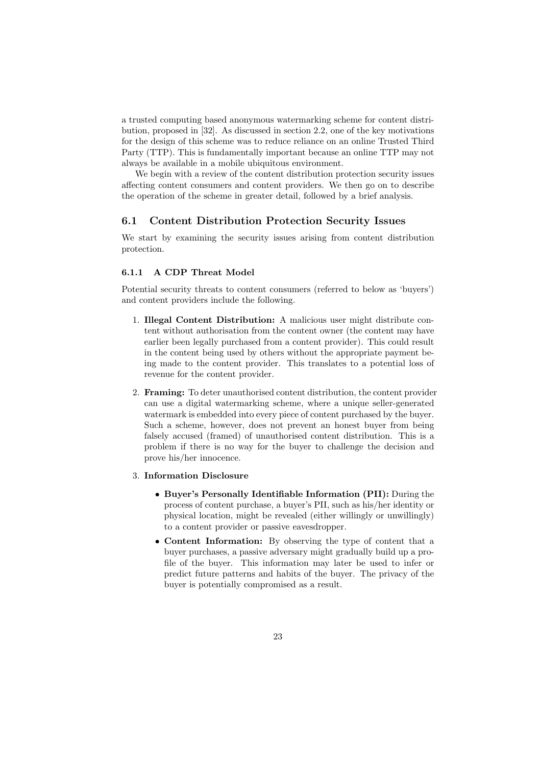a trusted computing based anonymous watermarking scheme for content distribution, proposed in [32]. As discussed in section 2.2, one of the key motivations for the design of this scheme was to reduce reliance on an online Trusted Third Party (TTP). This is fundamentally important because an online TTP may not always be available in a mobile ubiquitous environment.

We begin with a review of the content distribution protection security issues affecting content consumers and content providers. We then go on to describe the operation of the scheme in greater detail, followed by a brief analysis.

## 6.1 Content Distribution Protection Security Issues

We start by examining the security issues arising from content distribution protection.

### 6.1.1 A CDP Threat Model

Potential security threats to content consumers (referred to below as 'buyers') and content providers include the following.

1. **Illegal Content Distribution:** A malicious user might distribute content without authorisation from the content owner (the content may have earlier been legally purchased from a content provider). This could result in the content being used by others without the appropriate payment being made to the content provider. This translates to a potential loss of revenue for the content provider.

2. **Framing:** To deter unauthorised content distribution, the content provider can use a digital watermarking scheme, where a unique seller-generated watermark is embedded into every piece of content purchased by the buyer. Such a scheme, however, does not prevent an honest buyer from being falsely accused (framed) of unauthorised content distribution. This is a problem if there is no way for the buyer to challenge the decision and prove his/her innocence.

3. **Information Disclosure**

   - **Buyer's Personally Identifiable Information (PII):** During the process of content purchase, a buyer's PII, such as his/her identity or physical location, might be revealed (either willingly or unwillingly) to a content provider or passive eavesdropper.
   - **Content Information:** By observing the type of content that a buyer purchases, a passive adversary might gradually build up a profile of the buyer. This information may later be used to infer or predict future patterns and habits of the buyer. The privacy of the buyer is potentially compromised as a result.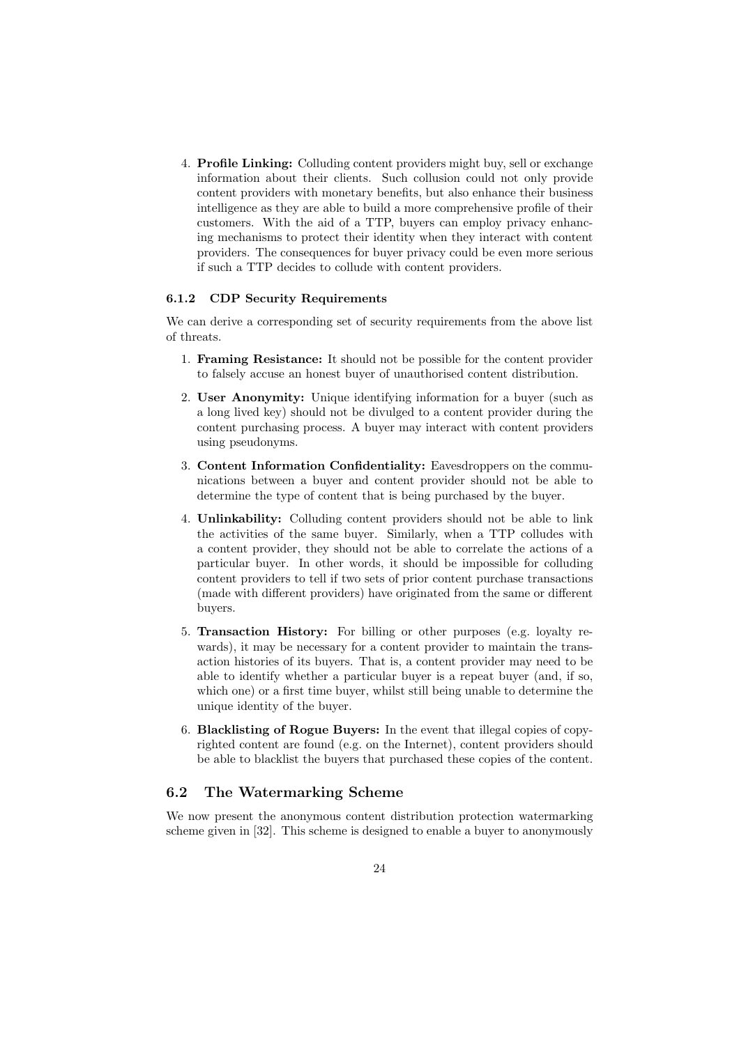4. **Profile Linking:** Colluding content providers might buy, sell or exchange information about their clients. Such collusion could not only provide content providers with monetary benefits, but also enhance their business intelligence as they are able to build a more comprehensive profile of their customers. With the aid of a TTP, buyers can employ privacy enhancing mechanisms to protect their identity when they interact with content providers. The consequences for buyer privacy could be even more serious if such a TTP decides to collude with content providers.

### 6.1.2 CDP Security Requirements

We can derive a corresponding set of security requirements from the above list of threats.

1. **Framing Resistance:** It should not be possible for the content provider to falsely accuse an honest buyer of unauthorised content distribution.

2. **User Anonymity:** Unique identifying information for a buyer (such as a long lived key) should not be divulged to a content provider during the content purchasing process. A buyer may interact with content providers using pseudonyms.

3. **Content Information Confidentiality:** Eavesdroppers on the communications between a buyer and content provider should not be able to determine the type of content that is being purchased by the buyer.

4. **Unlinkability:** Colluding content providers should not be able to link the activities of the same buyer. Similarly, when a TTP colludes with a content provider, they should not be able to correlate the actions of a particular buyer. In other words, it should be impossible for colluding content providers to tell if two sets of prior content purchase transactions (made with different providers) have originated from the same or different buyers.

5. **Transaction History:** For billing or other purposes (e.g. loyalty rewards), it may be necessary for a content provider to maintain the transaction histories of its buyers. That is, a content provider may need to be able to identify whether a particular buyer is a repeat buyer (and, if so, which one) or a first time buyer, whilst still being unable to determine the unique identity of the buyer.

6. **Blacklisting of Rogue Buyers:** In the event that illegal copies of copyrighted content are found (e.g. on the Internet), content providers should be able to blacklist the buyers that purchased these copies of the content.

## 6.2 The Watermarking Scheme

We now present the anonymous content distribution protection watermarking scheme given in [32]. This scheme is designed to enable a buyer to anonymously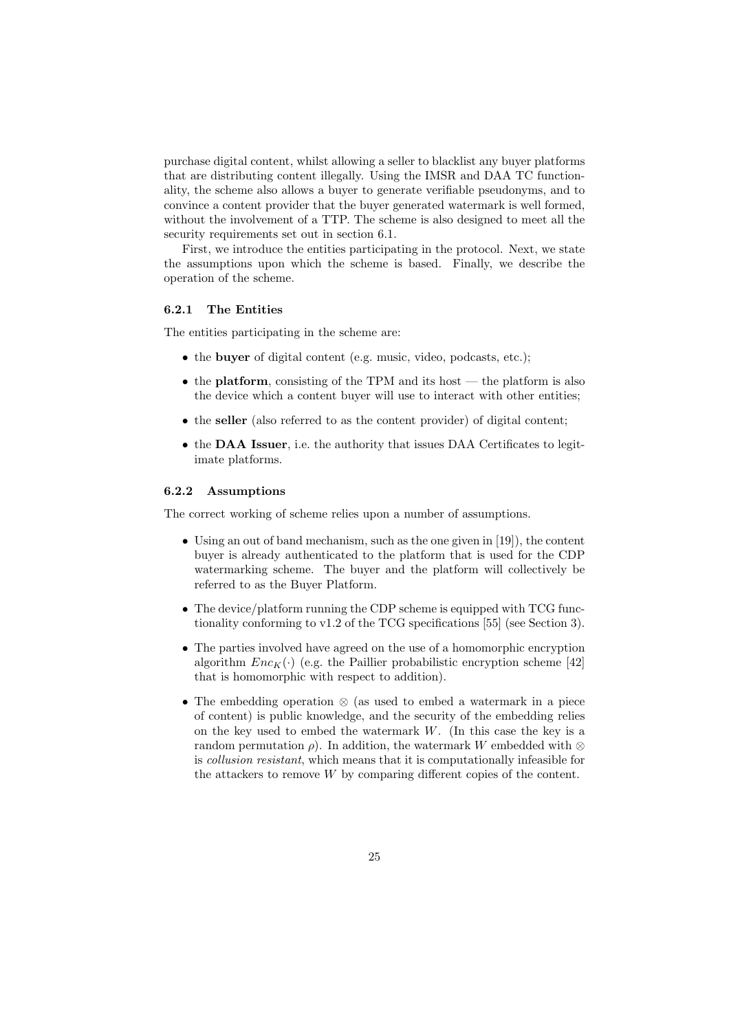purchase digital content, whilst allowing a seller to blacklist any buyer platforms that are distributing content illegally. Using the IMSR and DAA TC functionality, the scheme also allows a buyer to generate verifiable pseudonyms, and to convince a content provider that the buyer generated watermark is well formed, without the involvement of a TTP. The scheme is also designed to meet all the security requirements set out in section 6.1.

First, we introduce the entities participating in the protocol. Next, we state the assumptions upon which the scheme is based. Finally, we describe the operation of the scheme.

### 6.2.1 The Entities

The entities participating in the scheme are:

- the **buyer** of digital content (e.g. music, video, podcasts, etc.);
- the **platform**, consisting of the TPM and its host — the platform is also the device which a content buyer will use to interact with other entities;
- the **seller** (also referred to as the content provider) of digital content;
- the **DAA Issuer**, i.e. the authority that issues DAA Certificates to legitimate platforms.

### 6.2.2 Assumptions

The correct working of scheme relies upon a number of assumptions.

- Using an out of band mechanism, such as the one given in [19]), the content buyer is already authenticated to the platform that is used for the CDP watermarking scheme. The buyer and the platform will collectively be referred to as the Buyer Platform.
- The device/platform running the CDP scheme is equipped with TCG functionality conforming to v1.2 of the TCG specifications [55] (see Section 3).
- The parties involved have agreed on the use of a homomorphic encryption algorithm $Enc_K(\cdot)$ (e.g. the Paillier probabilistic encryption scheme [42] that is homomorphic with respect to addition).
- The embedding operation $\otimes$ (as used to embed a watermark in a piece of content) is public knowledge, and the security of the embedding relies on the key used to embed the watermark $W$. (In this case the key is a random permutation $\rho$). In addition, the watermark $W$ embedded with $\otimes$ is *collusion resistant*, which means that it is computationally infeasible for the attackers to remove $W$ by comparing different copies of the content.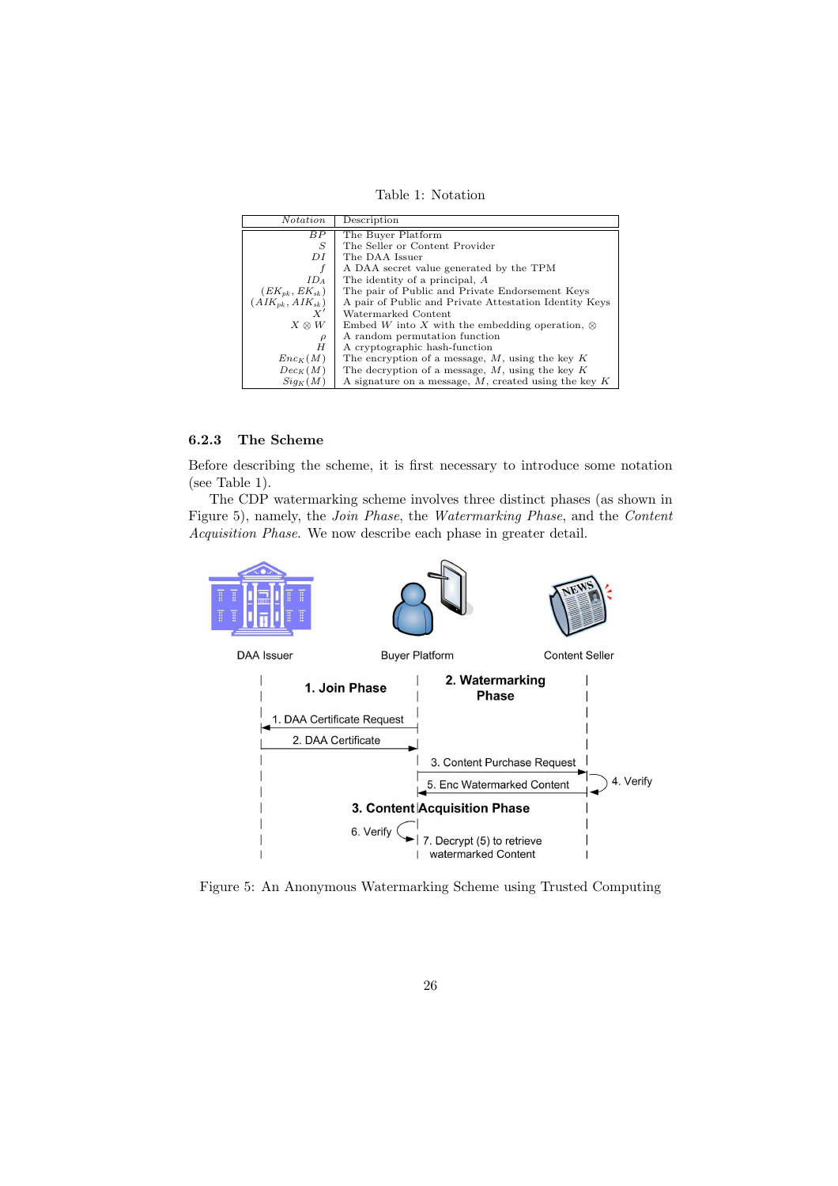Table 1: Notation

| *Notation* | Description |
|---|---|
| $BP$ | The Buyer Platform |
| $S$ | The Seller or Content Provider |
| $DI$ | The DAA Issuer |
| $f$ | A DAA secret value generated by the TPM |
| $ID_A$ | The identity of a principal, $A$ |
| $(EK_{pk}, EK_{sk})$ | The pair of Public and Private Endorsement Keys |
| $(AIK_{pk}, AIK_{sk})$ | A pair of Public and Private Attestation Identity Keys |
| $X'$ | Watermarked Content |
| $X \otimes W$ | Embed $W$ into $X$ with the embedding operation, $\otimes$ |
| $\rho$ | A random permutation function |
| $H$ | A cryptographic hash-function |
| $Enc_K(M)$ | The encryption of a message, $M$, using the key $K$ |
| $Dec_K(M)$ | The decryption of a message, $M$, using the key $K$ |
| $Sig_K(M)$ | A signature on a message, $M$, created using the key $K$ |

### 6.2.3 The Scheme

Before describing the scheme, it is first necessary to introduce some notation (see Table 1).

The CDP watermarking scheme involves three distinct phases (as shown in Figure 5), namely, the *Join Phase*, the *Watermarking Phase*, and the *Content Acquisition Phase*. We now describe each phase in greater detail.

Figure 5: An Anonymous Watermarking Scheme using Trusted Computing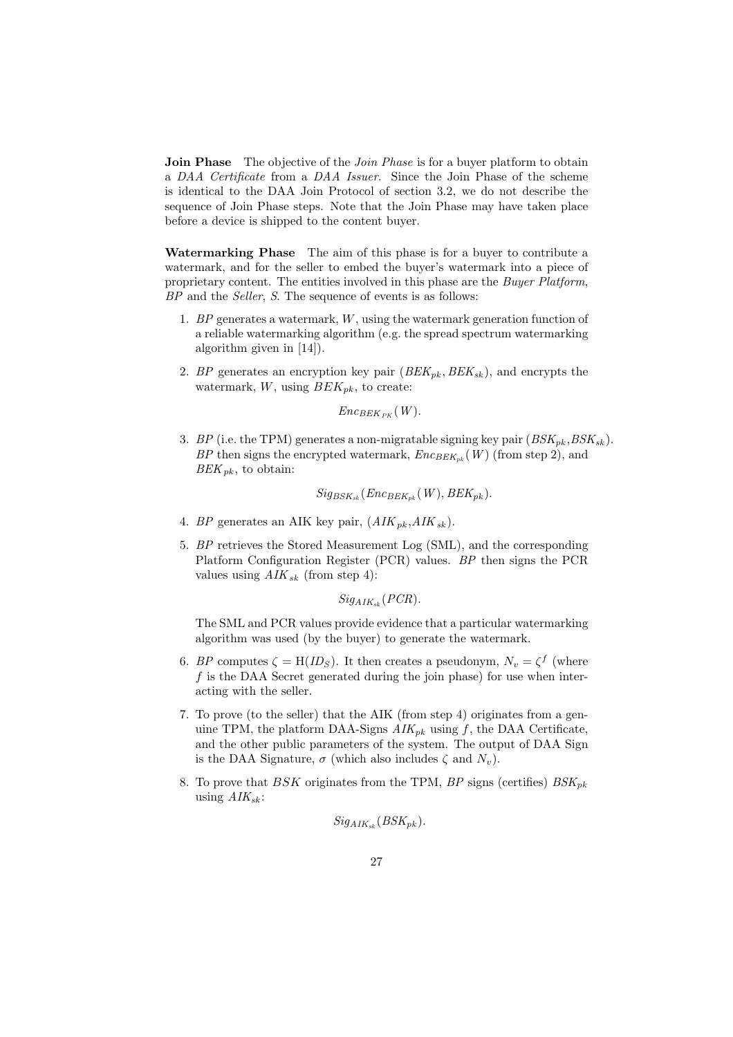**Join Phase** The objective of the *Join Phase* is for a buyer platform to obtain a *DAA Certificate* from a *DAA Issuer*. Since the Join Phase of the scheme is identical to the DAA Join Protocol of section 3.2, we do not describe the sequence of Join Phase steps. Note that the Join Phase may have taken place before a device is shipped to the content buyer.

**Watermarking Phase** The aim of this phase is for a buyer to contribute a watermark, and for the seller to embed the buyer's watermark into a piece of proprietary content. The entities involved in this phase are the *Buyer Platform*, *BP* and the *Seller*, *S*. The sequence of events is as follows:

1. *BP* generates a watermark, $W$, using the watermark generation function of a reliable watermarking algorithm (e.g. the spread spectrum watermarking algorithm given in [14]).

2. *BP* generates an encryption key pair $(BEK_{pk}, BEK_{sk})$, and encrypts the watermark, $W$, using $BEK_{pk}$, to create:

$$Enc_{BEK_{PK}}(W).$$

3. *BP* (i.e. the TPM) generates a non-migratable signing key pair $(BSK_{pk}, BSK_{sk})$. *BP* then signs the encrypted watermark, $Enc_{BEK_{pk}}(W)$ (from step 2), and $BEK_{pk}$, to obtain:

$$Sig_{BSK_{sk}}(Enc_{BEK_{pk}}(W), BEK_{pk}).$$

4. *BP* generates an AIK key pair, $(AIK_{pk}, AIK_{sk})$.

5. *BP* retrieves the Stored Measurement Log (SML), and the corresponding Platform Configuration Register (PCR) values. *BP* then signs the PCR values using $AIK_{sk}$ (from step 4):

$$Sig_{AIK_{sk}}(PCR).$$

The SML and PCR values provide evidence that a particular watermarking algorithm was used (by the buyer) to generate the watermark.

6. *BP* computes $\zeta = \mathrm{H}(ID_S)$. It then creates a pseudonym, $N_v = \zeta^f$ (where $f$ is the DAA Secret generated during the join phase) for use when interacting with the seller.

7. To prove (to the seller) that the AIK (from step 4) originates from a genuine TPM, the platform DAA-Signs $AIK_{pk}$ using $f$, the DAA Certificate, and the other public parameters of the system. The output of DAA Sign is the DAA Signature, $\sigma$ (which also includes $\zeta$ and $N_v$).

8. To prove that $BSK$ originates from the TPM, *BP* signs (certifies) $BSK_{pk}$ using $AIK_{sk}$:

$$Sig_{AIK_{sk}}(BSK_{pk}).$$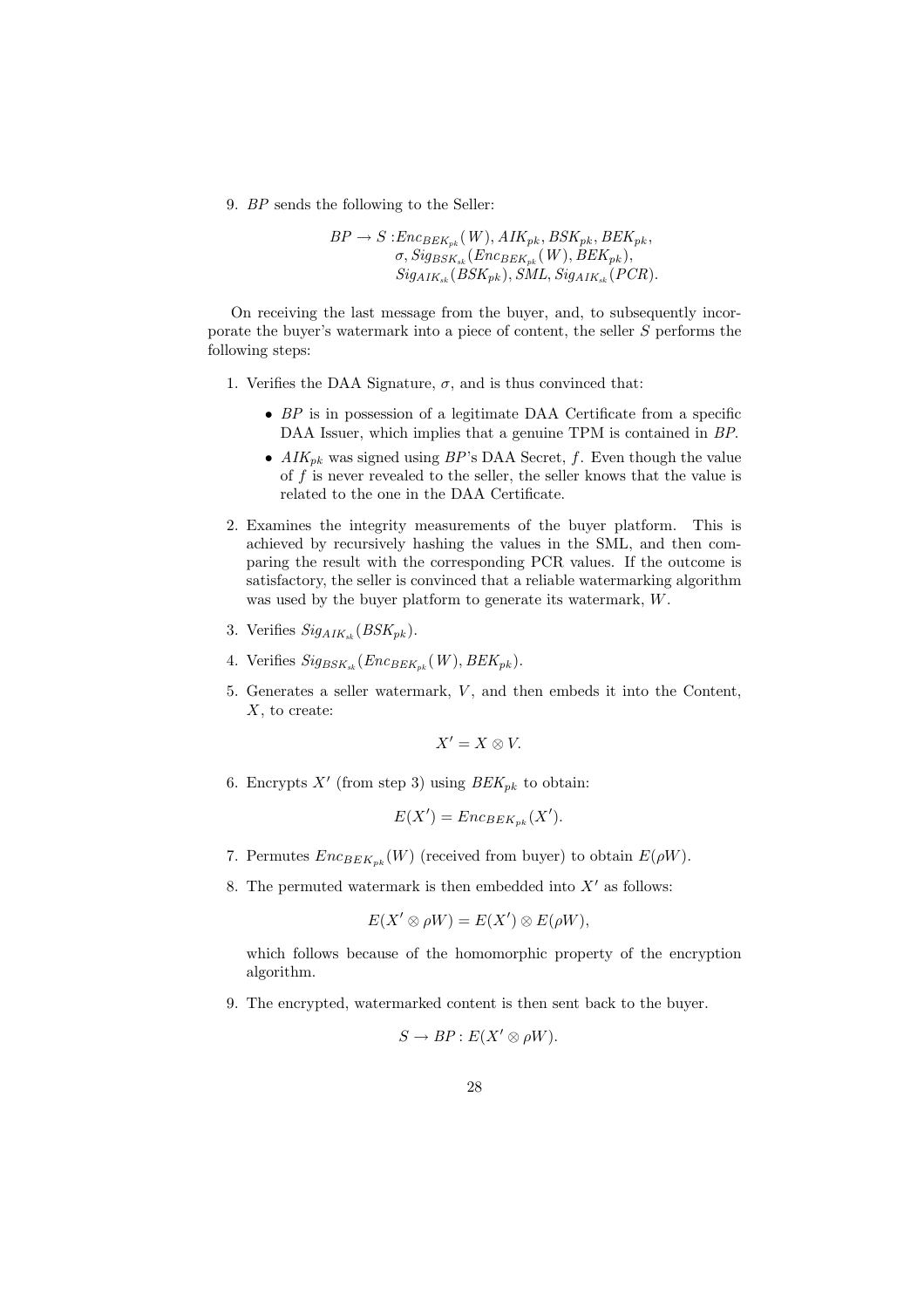9. $BP$ sends the following to the Seller:

$$\begin{aligned} BP \rightarrow S : & Enc_{BEK_{pk}}(W), AIK_{pk}, BSK_{pk}, BEK_{pk}, \\ & \sigma, Sig_{BSK_{sk}}(Enc_{BEK_{pk}}(W), BEK_{pk}), \\ & Sig_{AIK_{sk}}(BSK_{pk}), SML, Sig_{AIK_{sk}}(PCR). \end{aligned}$$

On receiving the last message from the buyer, and, to subsequently incorporate the buyer's watermark into a piece of content, the seller $S$ performs the following steps:

1. Verifies the DAA Signature, $\sigma$, and is thus convinced that:
   - $BP$ is in possession of a legitimate DAA Certificate from a specific DAA Issuer, which implies that a genuine TPM is contained in $BP$.
   - $AIK_{pk}$ was signed using $BP$'s DAA Secret, $f$. Even though the value of $f$ is never revealed to the seller, the seller knows that the value is related to the one in the DAA Certificate.
2. Examines the integrity measurements of the buyer platform. This is achieved by recursively hashing the values in the SML, and then comparing the result with the corresponding PCR values. If the outcome is satisfactory, the seller is convinced that a reliable watermarking algorithm was used by the buyer platform to generate its watermark, $W$.
3. Verifies $Sig_{AIK_{sk}}(BSK_{pk})$.
4. Verifies $Sig_{BSK_{sk}}(Enc_{BEK_{pk}}(W), BEK_{pk})$.
5. Generates a seller watermark, $V$, and then embeds it into the Content, $X$, to create:

$$X' = X \otimes V.$$

6. Encrypts $X'$ (from step 3) using $BEK_{pk}$ to obtain:

$$E(X') = Enc_{BEK_{pk}}(X').$$

7. Permutes $Enc_{BEK_{pk}}(W)$ (received from buyer) to obtain $E(\rho W)$.
8. The permuted watermark is then embedded into $X'$ as follows:

$$E(X' \otimes \rho W) = E(X') \otimes E(\rho W),$$

   which follows because of the homomorphic property of the encryption algorithm.
9. The encrypted, watermarked content is then sent back to the buyer.

$$S \rightarrow BP : E(X' \otimes \rho W).$$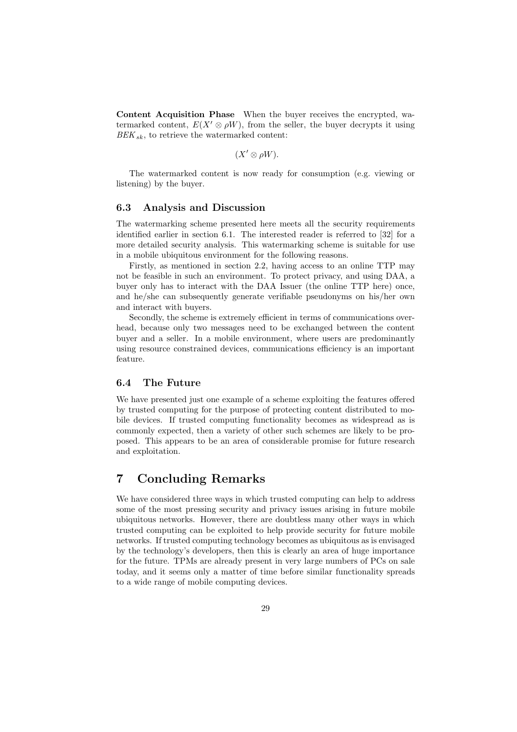**Content Acquisition Phase** When the buyer receives the encrypted, watermarked content, $E(X' \otimes \rho W)$, from the seller, the buyer decrypts it using $BEK_{sk}$, to retrieve the watermarked content:

$$(X' \otimes \rho W).$$

The watermarked content is now ready for consumption (e.g. viewing or listening) by the buyer.

### 6.3 Analysis and Discussion

The watermarking scheme presented here meets all the security requirements identified earlier in section 6.1. The interested reader is referred to [32] for a more detailed security analysis. This watermarking scheme is suitable for use in a mobile ubiquitous environment for the following reasons.

Firstly, as mentioned in section 2.2, having access to an online TTP may not be feasible in such an environment. To protect privacy, and using DAA, a buyer only has to interact with the DAA Issuer (the online TTP here) once, and he/she can subsequently generate verifiable pseudonyms on his/her own and interact with buyers.

Secondly, the scheme is extremely efficient in terms of communications overhead, because only two messages need to be exchanged between the content buyer and a seller. In a mobile environment, where users are predominantly using resource constrained devices, communications efficiency is an important feature.

### 6.4 The Future

We have presented just one example of a scheme exploiting the features offered by trusted computing for the purpose of protecting content distributed to mobile devices. If trusted computing functionality becomes as widespread as is commonly expected, then a variety of other such schemes are likely to be proposed. This appears to be an area of considerable promise for future research and exploitation.

## 7 Concluding Remarks

We have considered three ways in which trusted computing can help to address some of the most pressing security and privacy issues arising in future mobile ubiquitous networks. However, there are doubtless many other ways in which trusted computing can be exploited to help provide security for future mobile networks. If trusted computing technology becomes as ubiquitous as is envisaged by the technology's developers, then this is clearly an area of huge importance for the future. TPMs are already present in very large numbers of PCs on sale today, and it seems only a matter of time before similar functionality spreads to a wide range of mobile computing devices.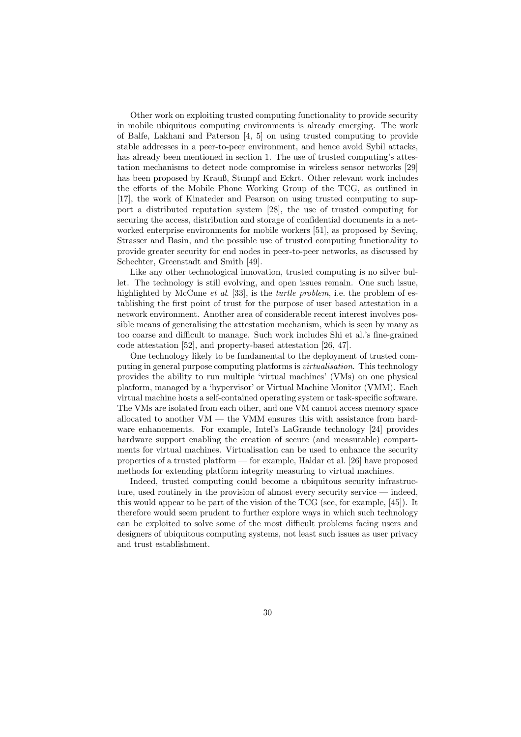Other work on exploiting trusted computing functionality to provide security in mobile ubiquitous computing environments is already emerging. The work of Balfe, Lakhani and Paterson [4, 5] on using trusted computing to provide stable addresses in a peer-to-peer environment, and hence avoid Sybil attacks, has already been mentioned in section 1. The use of trusted computing's attestation mechanisms to detect node compromise in wireless sensor networks [29] has been proposed by Krauß, Stumpf and Eckrt. Other relevant work includes the efforts of the Mobile Phone Working Group of the TCG, as outlined in [17], the work of Kinateder and Pearson on using trusted computing to support a distributed reputation system [28], the use of trusted computing for securing the access, distribution and storage of confidential documents in a networked enterprise environments for mobile workers [51], as proposed by Sevinç, Strasser and Basin, and the possible use of trusted computing functionality to provide greater security for end nodes in peer-to-peer networks, as discussed by Schechter, Greenstadt and Smith [49].

Like any other technological innovation, trusted computing is no silver bullet. The technology is still evolving, and open issues remain. One such issue, highlighted by McCune *et al.* [33], is the *turtle problem*, i.e. the problem of establishing the first point of trust for the purpose of user based attestation in a network environment. Another area of considerable recent interest involves possible means of generalising the attestation mechanism, which is seen by many as too coarse and difficult to manage. Such work includes Shi et al.'s fine-grained code attestation [52], and property-based attestation [26, 47].

One technology likely to be fundamental to the deployment of trusted computing in general purpose computing platforms is *virtualisation*. This technology provides the ability to run multiple 'virtual machines' (VMs) on one physical platform, managed by a 'hypervisor' or Virtual Machine Monitor (VMM). Each virtual machine hosts a self-contained operating system or task-specific software. The VMs are isolated from each other, and one VM cannot access memory space allocated to another VM — the VMM ensures this with assistance from hardware enhancements. For example, Intel's LaGrande technology [24] provides hardware support enabling the creation of secure (and measurable) compartments for virtual machines. Virtualisation can be used to enhance the security properties of a trusted platform — for example, Haldar et al. [26] have proposed methods for extending platform integrity measuring to virtual machines.

Indeed, trusted computing could become a ubiquitous security infrastructure, used routinely in the provision of almost every security service — indeed, this would appear to be part of the vision of the TCG (see, for example, [45]). It therefore would seem prudent to further explore ways in which such technology can be exploited to solve some of the most difficult problems facing users and designers of ubiquitous computing systems, not least such issues as user privacy and trust establishment.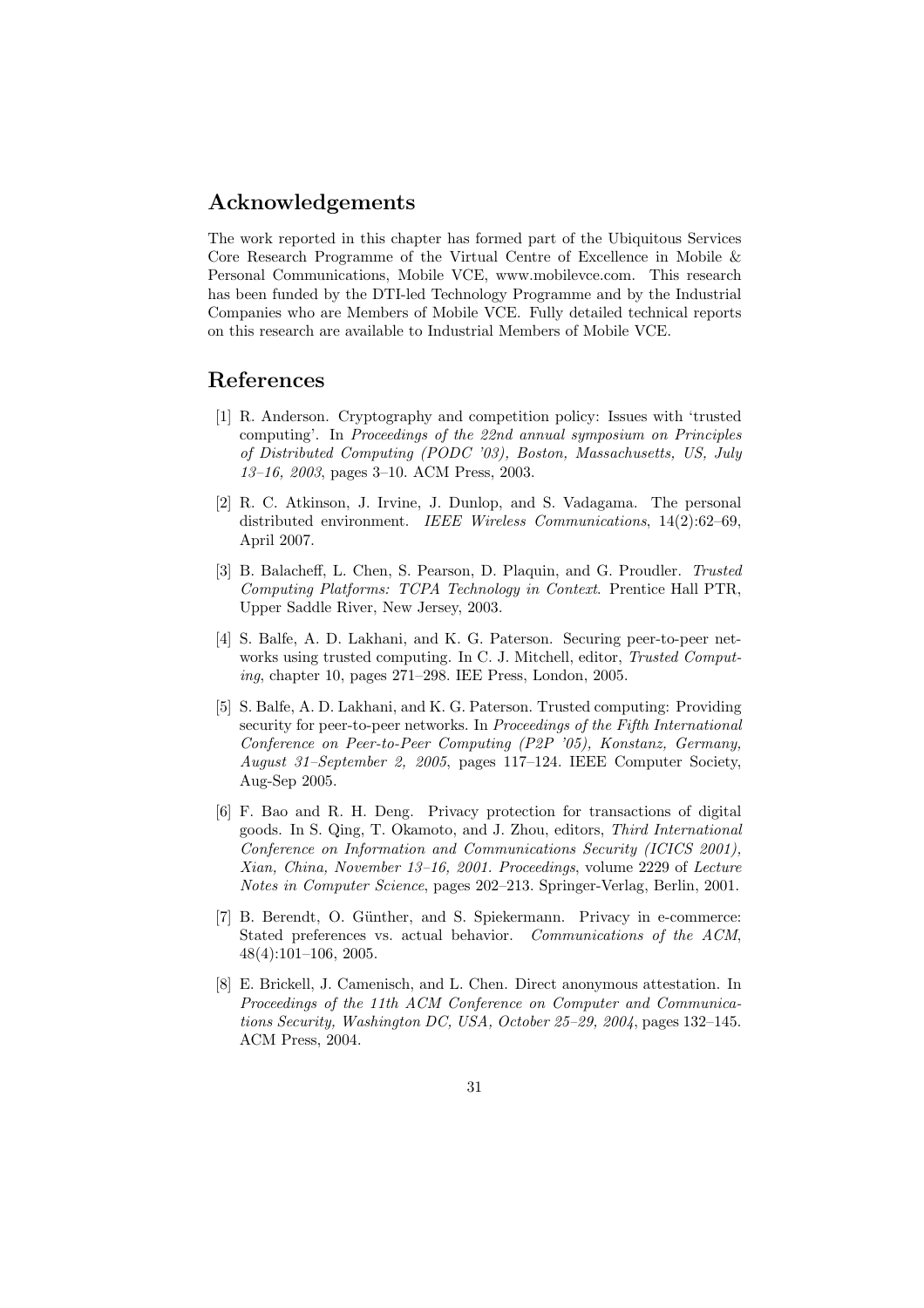## Acknowledgements

The work reported in this chapter has formed part of the Ubiquitous Services Core Research Programme of the Virtual Centre of Excellence in Mobile & Personal Communications, Mobile VCE, www.mobilevce.com. This research has been funded by the DTI-led Technology Programme and by the Industrial Companies who are Members of Mobile VCE. Fully detailed technical reports on this research are available to Industrial Members of Mobile VCE.

## References

[1] R. Anderson. Cryptography and competition policy: Issues with 'trusted computing'. In *Proceedings of the 22nd annual symposium on Principles of Distributed Computing (PODC '03), Boston, Massachusetts, US, July 13–16, 2003*, pages 3–10. ACM Press, 2003.

[2] R. C. Atkinson, J. Irvine, J. Dunlop, and S. Vadagama. The personal distributed environment. *IEEE Wireless Communications*, 14(2):62–69, April 2007.

[3] B. Balacheff, L. Chen, S. Pearson, D. Plaquin, and G. Proudler. *Trusted Computing Platforms: TCPA Technology in Context*. Prentice Hall PTR, Upper Saddle River, New Jersey, 2003.

[4] S. Balfe, A. D. Lakhani, and K. G. Paterson. Securing peer-to-peer networks using trusted computing. In C. J. Mitchell, editor, *Trusted Computing*, chapter 10, pages 271–298. IEE Press, London, 2005.

[5] S. Balfe, A. D. Lakhani, and K. G. Paterson. Trusted computing: Providing security for peer-to-peer networks. In *Proceedings of the Fifth International Conference on Peer-to-Peer Computing (P2P '05), Konstanz, Germany, August 31–September 2, 2005*, pages 117–124. IEEE Computer Society, Aug-Sep 2005.

[6] F. Bao and R. H. Deng. Privacy protection for transactions of digital goods. In S. Qing, T. Okamoto, and J. Zhou, editors, *Third International Conference on Information and Communications Security (ICICS 2001), Xian, China, November 13–16, 2001. Proceedings*, volume 2229 of *Lecture Notes in Computer Science*, pages 202–213. Springer-Verlag, Berlin, 2001.

[7] B. Berendt, O. Günther, and S. Spiekermann. Privacy in e-commerce: Stated preferences vs. actual behavior. *Communications of the ACM*, 48(4):101–106, 2005.

[8] E. Brickell, J. Camenisch, and L. Chen. Direct anonymous attestation. In *Proceedings of the 11th ACM Conference on Computer and Communications Security, Washington DC, USA, October 25–29, 2004*, pages 132–145. ACM Press, 2004.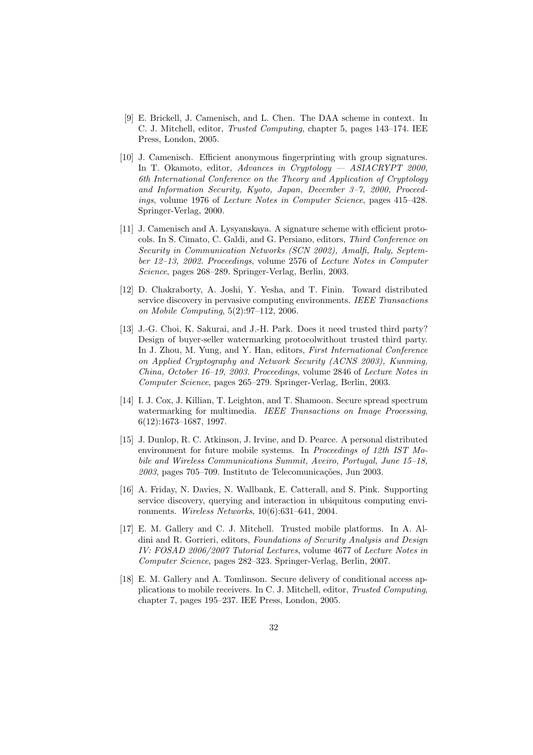[9] E. Brickell, J. Camenisch, and L. Chen. The DAA scheme in context. In C. J. Mitchell, editor, *Trusted Computing*, chapter 5, pages 143–174. IEE Press, London, 2005.

[10] J. Camenisch. Efficient anonymous fingerprinting with group signatures. In T. Okamoto, editor, *Advances in Cryptology — ASIACRYPT 2000, 6th International Conference on the Theory and Application of Cryptology and Information Security, Kyoto, Japan, December 3–7, 2000, Proceedings*, volume 1976 of *Lecture Notes in Computer Science*, pages 415–428. Springer-Verlag, 2000.

[11] J. Camenisch and A. Lysyanskaya. A signature scheme with efficient protocols. In S. Cimato, C. Galdi, and G. Persiano, editors, *Third Conference on Security in Communication Networks (SCN 2002), Amalfi, Italy, September 12–13, 2002. Proceedings*, volume 2576 of *Lecture Notes in Computer Science*, pages 268–289. Springer-Verlag, Berlin, 2003.

[12] D. Chakraborty, A. Joshi, Y. Yesha, and T. Finin. Toward distributed service discovery in pervasive computing environments. *IEEE Transactions on Mobile Computing*, 5(2):97–112, 2006.

[13] J.-G. Choi, K. Sakurai, and J.-H. Park. Does it need trusted third party? Design of buyer-seller watermarking protocolwithout trusted third party. In J. Zhou, M. Yung, and Y. Han, editors, *First International Conference on Applied Cryptography and Network Security (ACNS 2003), Kunming, China, October 16–19, 2003. Proceedings*, volume 2846 of *Lecture Notes in Computer Science*, pages 265–279. Springer-Verlag, Berlin, 2003.

[14] I. J. Cox, J. Killian, T. Leighton, and T. Shamoon. Secure spread spectrum watermarking for multimedia. *IEEE Transactions on Image Processing*, 6(12):1673–1687, 1997.

[15] J. Dunlop, R. C. Atkinson, J. Irvine, and D. Pearce. A personal distributed environment for future mobile systems. In *Proceedings of 12th IST Mobile and Wireless Communications Summit, Aveiro, Portugal, June 15–18, 2003*, pages 705–709. Instituto de Telecomunicações, Jun 2003.

[16] A. Friday, N. Davies, N. Wallbank, E. Catterall, and S. Pink. Supporting service discovery, querying and interaction in ubiquitous computing environments. *Wireless Networks*, 10(6):631–641, 2004.

[17] E. M. Gallery and C. J. Mitchell. Trusted mobile platforms. In A. Aldini and R. Gorrieri, editors, *Foundations of Security Analysis and Design IV: FOSAD 2006/2007 Tutorial Lectures*, volume 4677 of *Lecture Notes in Computer Science*, pages 282–323. Springer-Verlag, Berlin, 2007.

[18] E. M. Gallery and A. Tomlinson. Secure delivery of conditional access applications to mobile receivers. In C. J. Mitchell, editor, *Trusted Computing*, chapter 7, pages 195–237. IEE Press, London, 2005.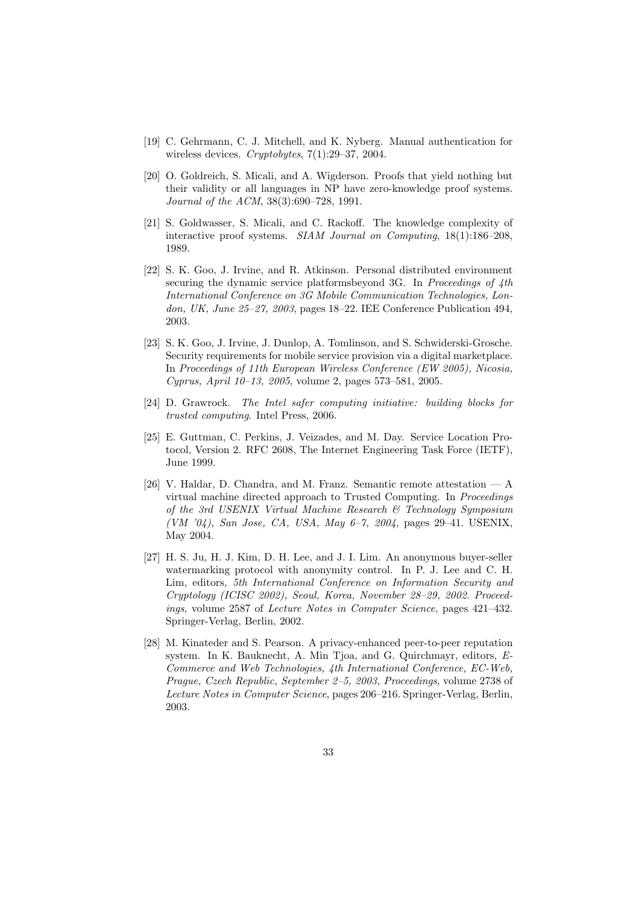[19] C. Gehrmann, C. J. Mitchell, and K. Nyberg. Manual authentication for wireless devices. *Cryptobytes*, 7(1):29–37, 2004.

[20] O. Goldreich, S. Micali, and A. Wigderson. Proofs that yield nothing but their validity or all languages in NP have zero-knowledge proof systems. *Journal of the ACM*, 38(3):690–728, 1991.

[21] S. Goldwasser, S. Micali, and C. Rackoff. The knowledge complexity of interactive proof systems. *SIAM Journal on Computing*, 18(1):186–208, 1989.

[22] S. K. Goo, J. Irvine, and R. Atkinson. Personal distributed environment securing the dynamic service platformsbeyond 3G. In *Proceedings of 4th International Conference on 3G Mobile Communication Technologies, London, UK, June 25–27, 2003*, pages 18–22. IEE Conference Publication 494, 2003.

[23] S. K. Goo, J. Irvine, J. Dunlop, A. Tomlinson, and S. Schwiderski-Grosche. Security requirements for mobile service provision via a digital marketplace. In *Proceedings of 11th European Wireless Conference (EW 2005), Nicosia, Cyprus, April 10–13, 2005*, volume 2, pages 573–581, 2005.

[24] D. Grawrock. *The Intel safer computing initiative: building blocks for trusted computing*. Intel Press, 2006.

[25] E. Guttman, C. Perkins, J. Veizades, and M. Day. Service Location Protocol, Version 2. RFC 2608, The Internet Engineering Task Force (IETF), June 1999.

[26] V. Haldar, D. Chandra, and M. Franz. Semantic remote attestation — A virtual machine directed approach to Trusted Computing. In *Proceedings of the 3rd USENIX Virtual Machine Research & Technology Symposium (VM '04), San Jose, CA, USA, May 6–7, 2004*, pages 29–41. USENIX, May 2004.

[27] H. S. Ju, H. J. Kim, D. H. Lee, and J. I. Lim. An anonymous buyer-seller watermarking protocol with anonymity control. In P. J. Lee and C. H. Lim, editors, *5th International Conference on Information Security and Cryptology (ICISC 2002), Seoul, Korea, November 28–29, 2002. Proceedings*, volume 2587 of *Lecture Notes in Computer Science*, pages 421–432. Springer-Verlag, Berlin, 2002.

[28] M. Kinateder and S. Pearson. A privacy-enhanced peer-to-peer reputation system. In K. Bauknecht, A. Min Tjoa, and G. Quirchmayr, editors, *E-Commerce and Web Technologies, 4th International Conference, EC-Web, Prague, Czech Republic, September 2–5, 2003, Proceedings*, volume 2738 of *Lecture Notes in Computer Science*, pages 206–216. Springer-Verlag, Berlin, 2003.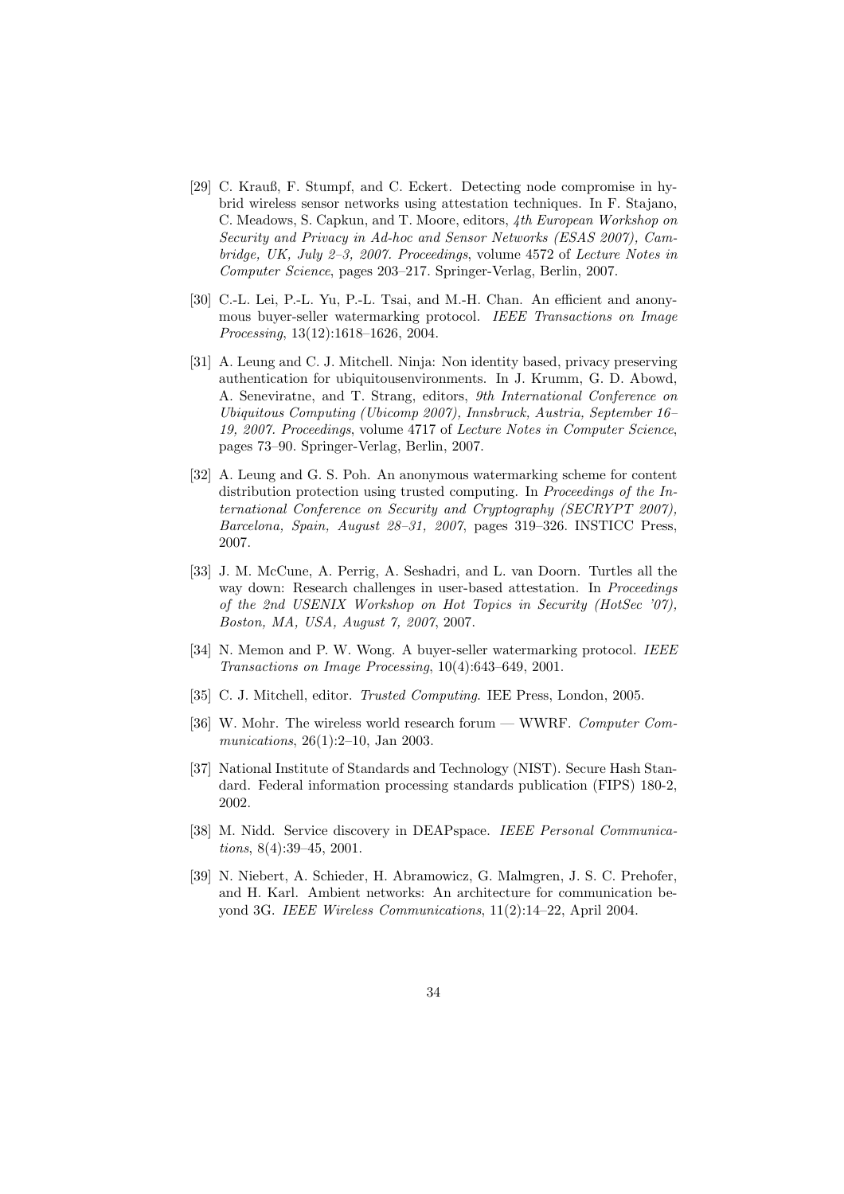[29] C. Krauß, F. Stumpf, and C. Eckert. Detecting node compromise in hybrid wireless sensor networks using attestation techniques. In F. Stajano, C. Meadows, S. Capkun, and T. Moore, editors, *4th European Workshop on Security and Privacy in Ad-hoc and Sensor Networks (ESAS 2007), Cambridge, UK, July 2–3, 2007. Proceedings*, volume 4572 of *Lecture Notes in Computer Science*, pages 203–217. Springer-Verlag, Berlin, 2007.

[30] C.-L. Lei, P.-L. Yu, P.-L. Tsai, and M.-H. Chan. An efficient and anonymous buyer-seller watermarking protocol. *IEEE Transactions on Image Processing*, 13(12):1618–1626, 2004.

[31] A. Leung and C. J. Mitchell. Ninja: Non identity based, privacy preserving authentication for ubiquitousenvironments. In J. Krumm, G. D. Abowd, A. Seneviratne, and T. Strang, editors, *9th International Conference on Ubiquitous Computing (Ubicomp 2007), Innsbruck, Austria, September 16–19, 2007. Proceedings*, volume 4717 of *Lecture Notes in Computer Science*, pages 73–90. Springer-Verlag, Berlin, 2007.

[32] A. Leung and G. S. Poh. An anonymous watermarking scheme for content distribution protection using trusted computing. In *Proceedings of the International Conference on Security and Cryptography (SECRYPT 2007), Barcelona, Spain, August 28–31, 2007*, pages 319–326. INSTICC Press, 2007.

[33] J. M. McCune, A. Perrig, A. Seshadri, and L. van Doorn. Turtles all the way down: Research challenges in user-based attestation. In *Proceedings of the 2nd USENIX Workshop on Hot Topics in Security (HotSec '07), Boston, MA, USA, August 7, 2007*, 2007.

[34] N. Memon and P. W. Wong. A buyer-seller watermarking protocol. *IEEE Transactions on Image Processing*, 10(4):643–649, 2001.

[35] C. J. Mitchell, editor. *Trusted Computing*. IEE Press, London, 2005.

[36] W. Mohr. The wireless world research forum — WWRF. *Computer Communications*, 26(1):2–10, Jan 2003.

[37] National Institute of Standards and Technology (NIST). Secure Hash Standard. Federal information processing standards publication (FIPS) 180-2, 2002.

[38] M. Nidd. Service discovery in DEAPspace. *IEEE Personal Communications*, 8(4):39–45, 2001.

[39] N. Niebert, A. Schieder, H. Abramowicz, G. Malmgren, J. S. C. Prehofer, and H. Karl. Ambient networks: An architecture for communication beyond 3G. *IEEE Wireless Communications*, 11(2):14–22, April 2004.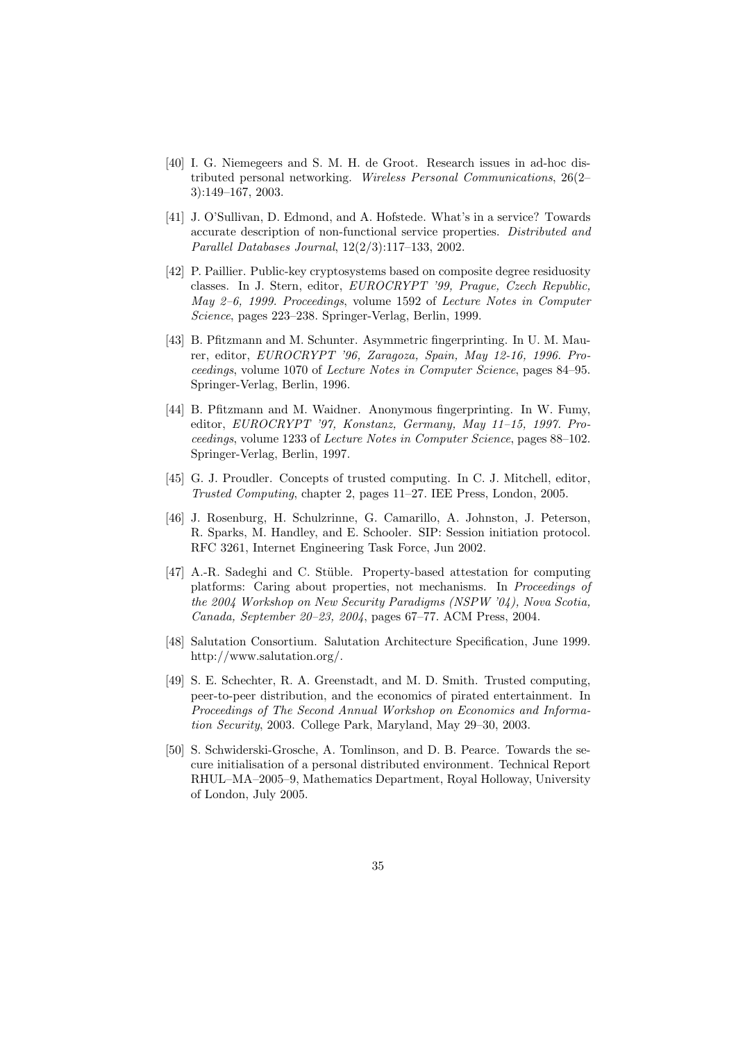[40] I. G. Niemegeers and S. M. H. de Groot. Research issues in ad-hoc distributed personal networking. *Wireless Personal Communications*, 26(2–3):149–167, 2003.

[41] J. O'Sullivan, D. Edmond, and A. Hofstede. What's in a service? Towards accurate description of non-functional service properties. *Distributed and Parallel Databases Journal*, 12(2/3):117–133, 2002.

[42] P. Paillier. Public-key cryptosystems based on composite degree residuosity classes. In J. Stern, editor, *EUROCRYPT '99, Prague, Czech Republic, May 2–6, 1999. Proceedings*, volume 1592 of *Lecture Notes in Computer Science*, pages 223–238. Springer-Verlag, Berlin, 1999.

[43] B. Pfitzmann and M. Schunter. Asymmetric fingerprinting. In U. M. Maurer, editor, *EUROCRYPT '96, Zaragoza, Spain, May 12-16, 1996. Proceedings*, volume 1070 of *Lecture Notes in Computer Science*, pages 84–95. Springer-Verlag, Berlin, 1996.

[44] B. Pfitzmann and M. Waidner. Anonymous fingerprinting. In W. Fumy, editor, *EUROCRYPT '97, Konstanz, Germany, May 11–15, 1997. Proceedings*, volume 1233 of *Lecture Notes in Computer Science*, pages 88–102. Springer-Verlag, Berlin, 1997.

[45] G. J. Proudler. Concepts of trusted computing. In C. J. Mitchell, editor, *Trusted Computing*, chapter 2, pages 11–27. IEE Press, London, 2005.

[46] J. Rosenburg, H. Schulzrinne, G. Camarillo, A. Johnston, J. Peterson, R. Sparks, M. Handley, and E. Schooler. SIP: Session initiation protocol. RFC 3261, Internet Engineering Task Force, Jun 2002.

[47] A.-R. Sadeghi and C. Stüble. Property-based attestation for computing platforms: Caring about properties, not mechanisms. In *Proceedings of the 2004 Workshop on New Security Paradigms (NSPW '04), Nova Scotia, Canada, September 20–23, 2004*, pages 67–77. ACM Press, 2004.

[48] Salutation Consortium. Salutation Architecture Specification, June 1999. http://www.salutation.org/.

[49] S. E. Schechter, R. A. Greenstadt, and M. D. Smith. Trusted computing, peer-to-peer distribution, and the economics of pirated entertainment. In *Proceedings of The Second Annual Workshop on Economics and Information Security*, 2003. College Park, Maryland, May 29–30, 2003.

[50] S. Schwiderski-Grosche, A. Tomlinson, and D. B. Pearce. Towards the secure initialisation of a personal distributed environment. Technical Report RHUL–MA–2005–9, Mathematics Department, Royal Holloway, University of London, July 2005.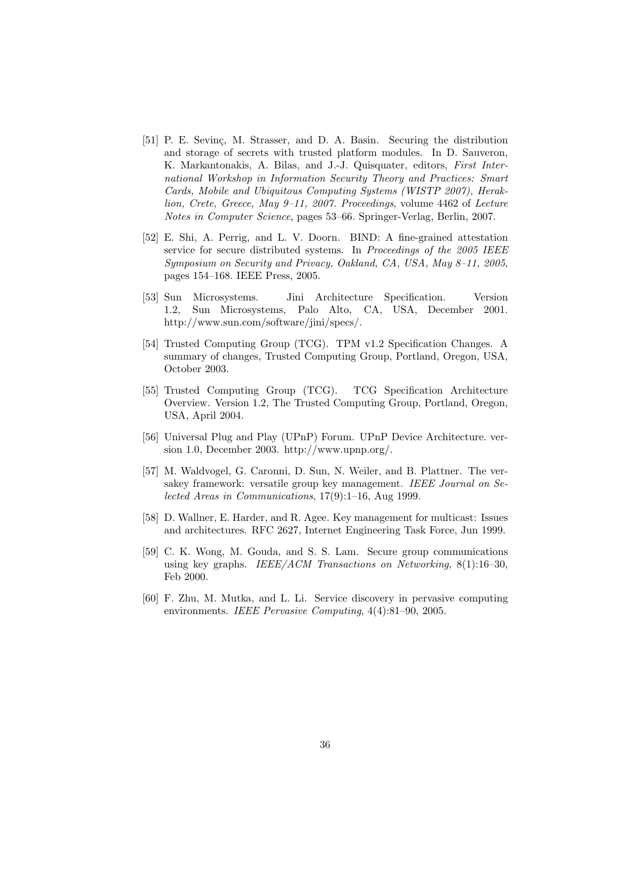[51] P. E. Sevinç, M. Strasser, and D. A. Basin. Securing the distribution and storage of secrets with trusted platform modules. In D. Sauveron, K. Markantonakis, A. Bilas, and J.-J. Quisquater, editors, *First International Workshop in Information Security Theory and Practices: Smart Cards, Mobile and Ubiquitous Computing Systems (WISTP 2007), Heraklion, Crete, Greece, May 9–11, 2007. Proceedings*, volume 4462 of *Lecture Notes in Computer Science*, pages 53–66. Springer-Verlag, Berlin, 2007.

[52] E. Shi, A. Perrig, and L. V. Doorn. BIND: A fine-grained attestation service for secure distributed systems. In *Proceedings of the 2005 IEEE Symposium on Security and Privacy, Oakland, CA, USA, May 8–11, 2005*, pages 154–168. IEEE Press, 2005.

[53] Sun Microsystems. Jini Architecture Specification. Version 1.2, Sun Microsystems, Palo Alto, CA, USA, December 2001. http://www.sun.com/software/jini/specs/.

[54] Trusted Computing Group (TCG). TPM v1.2 Specification Changes. A summary of changes, Trusted Computing Group, Portland, Oregon, USA, October 2003.

[55] Trusted Computing Group (TCG). TCG Specification Architecture Overview. Version 1.2, The Trusted Computing Group, Portland, Oregon, USA, April 2004.

[56] Universal Plug and Play (UPnP) Forum. UPnP Device Architecture. version 1.0, December 2003. http://www.upnp.org/.

[57] M. Waldvogel, G. Caronni, D. Sun, N. Weiler, and B. Plattner. The versakey framework: versatile group key management. *IEEE Journal on Selected Areas in Communications*, 17(9):1–16, Aug 1999.

[58] D. Wallner, E. Harder, and R. Agee. Key management for multicast: Issues and architectures. RFC 2627, Internet Engineering Task Force, Jun 1999.

[59] C. K. Wong, M. Gouda, and S. S. Lam. Secure group communications using key graphs. *IEEE/ACM Transactions on Networking*, 8(1):16–30, Feb 2000.

[60] F. Zhu, M. Mutka, and L. Li. Service discovery in pervasive computing environments. *IEEE Pervasive Computing*, 4(4):81–90, 2005.